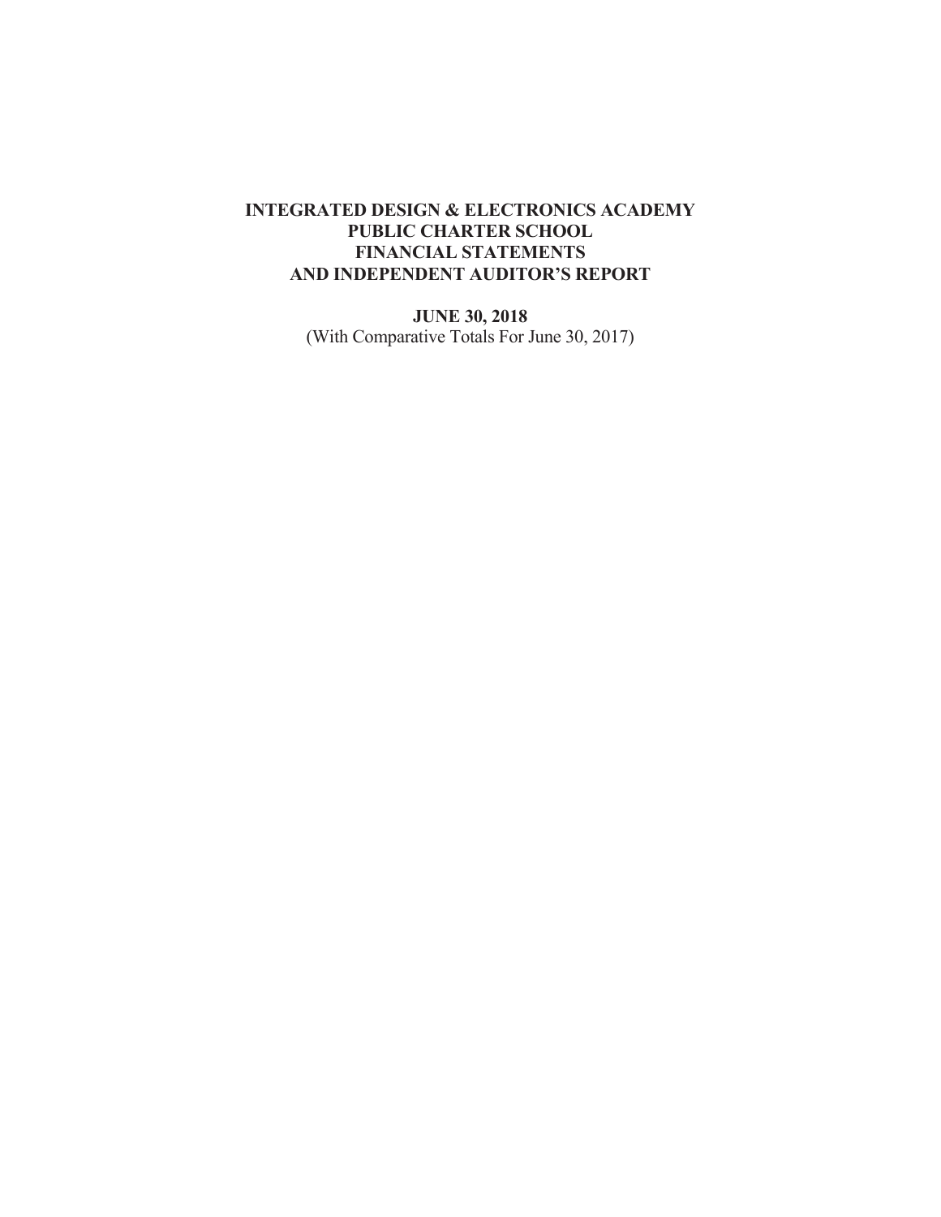# INTEGRATED DESIGN & ELECTRONICS ACADEMY PUBLIC CHARTER SCHOOL FINANCIAL STATEMENTS AND INDEPENDENT AUDITOR'S REPORT

**JUNE 30, 2018**

(With Comparative Totals For June 30, 2017)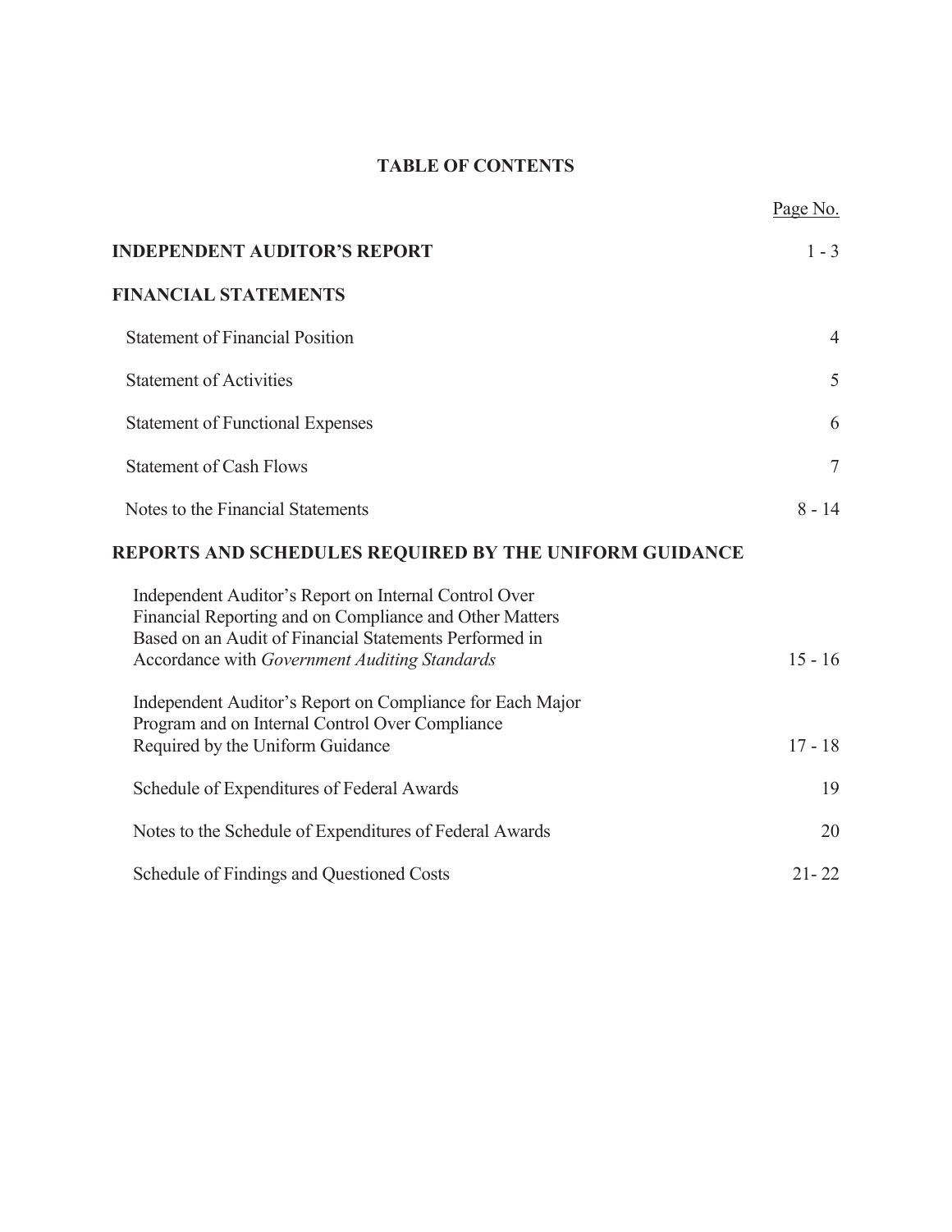# TABLE OF CONTENTS

| | Page No. |
|---|---|
| **INDEPENDENT AUDITOR'S REPORT** | 1 - 3 |
| **FINANCIAL STATEMENTS** | |
| Statement of Financial Position | 4 |
| Statement of Activities | 5 |
| Statement of Functional Expenses | 6 |
| Statement of Cash Flows | 7 |
| Notes to the Financial Statements | 8 - 14 |
| **REPORTS AND SCHEDULES REQUIRED BY THE UNIFORM GUIDANCE** | |
| Independent Auditor's Report on Internal Control Over Financial Reporting and on Compliance and Other Matters Based on an Audit of Financial Statements Performed in Accordance with *Government Auditing Standards* | 15 - 16 |
| Independent Auditor's Report on Compliance for Each Major Program and on Internal Control Over Compliance Required by the Uniform Guidance | 17 - 18 |
| Schedule of Expenditures of Federal Awards | 19 |
| Notes to the Schedule of Expenditures of Federal Awards | 20 |
| Schedule of Findings and Questioned Costs | 21- 22 |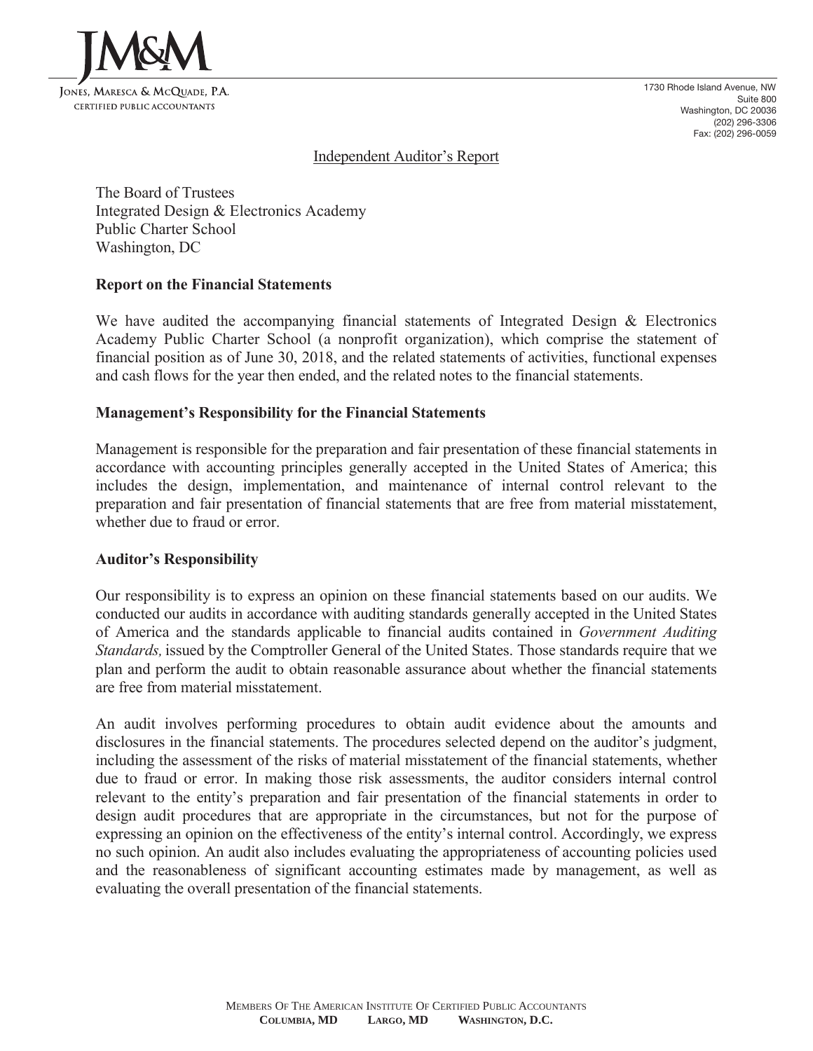JM&M

JONES, MARESCA & MCQUADE, P.A.
CERTIFIED PUBLIC ACCOUNTANTS

1730 Rhode Island Avenue, NW
Suite 800
Washington, DC 20036
(202) 296-3306
Fax: (202) 296-0059

Independent Auditor's Report

The Board of Trustees
Integrated Design & Electronics Academy
Public Charter School
Washington, DC

**Report on the Financial Statements**

We have audited the accompanying financial statements of Integrated Design & Electronics Academy Public Charter School (a nonprofit organization), which comprise the statement of financial position as of June 30, 2018, and the related statements of activities, functional expenses and cash flows for the year then ended, and the related notes to the financial statements.

**Management's Responsibility for the Financial Statements**

Management is responsible for the preparation and fair presentation of these financial statements in accordance with accounting principles generally accepted in the United States of America; this includes the design, implementation, and maintenance of internal control relevant to the preparation and fair presentation of financial statements that are free from material misstatement, whether due to fraud or error.

**Auditor's Responsibility**

Our responsibility is to express an opinion on these financial statements based on our audits. We conducted our audits in accordance with auditing standards generally accepted in the United States of America and the standards applicable to financial audits contained in *Government Auditing Standards,* issued by the Comptroller General of the United States. Those standards require that we plan and perform the audit to obtain reasonable assurance about whether the financial statements are free from material misstatement.

An audit involves performing procedures to obtain audit evidence about the amounts and disclosures in the financial statements. The procedures selected depend on the auditor's judgment, including the assessment of the risks of material misstatement of the financial statements, whether due to fraud or error. In making those risk assessments, the auditor considers internal control relevant to the entity's preparation and fair presentation of the financial statements in order to design audit procedures that are appropriate in the circumstances, but not for the purpose of expressing an opinion on the effectiveness of the entity's internal control. Accordingly, we express no such opinion. An audit also includes evaluating the appropriateness of accounting policies used and the reasonableness of significant accounting estimates made by management, as well as evaluating the overall presentation of the financial statements.

MEMBERS OF THE AMERICAN INSTITUTE OF CERTIFIED PUBLIC ACCOUNTANTS
**COLUMBIA, MD LARGO, MD WASHINGTON, D.C.**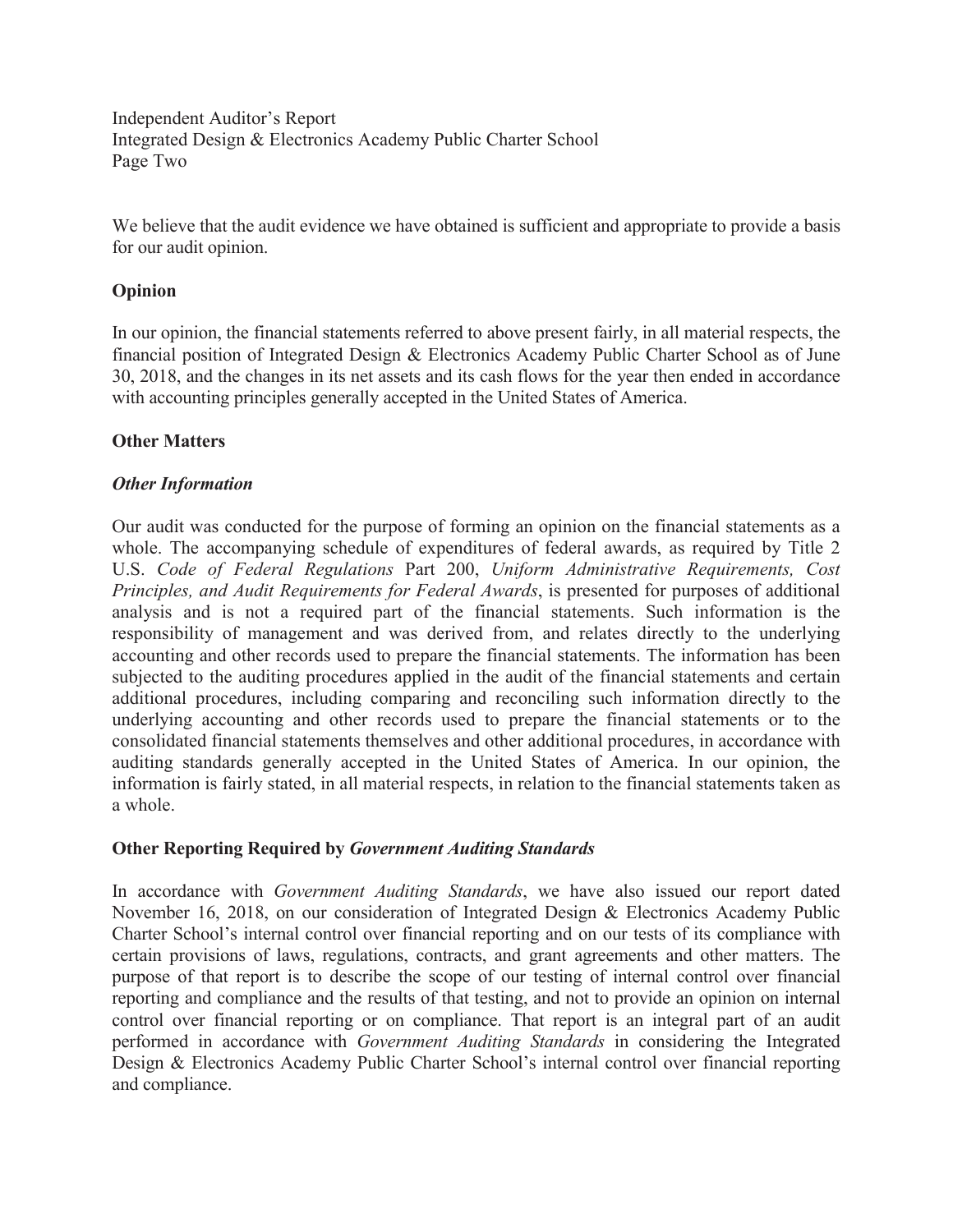We believe that the audit evidence we have obtained is sufficient and appropriate to provide a basis for our audit opinion.

**Opinion**

In our opinion, the financial statements referred to above present fairly, in all material respects, the financial position of Integrated Design & Electronics Academy Public Charter School as of June 30, 2018, and the changes in its net assets and its cash flows for the year then ended in accordance with accounting principles generally accepted in the United States of America.

**Other Matters**

***Other Information***

Our audit was conducted for the purpose of forming an opinion on the financial statements as a whole. The accompanying schedule of expenditures of federal awards, as required by Title 2 U.S. *Code of Federal Regulations* Part 200, *Uniform Administrative Requirements, Cost Principles, and Audit Requirements for Federal Awards*, is presented for purposes of additional analysis and is not a required part of the financial statements. Such information is the responsibility of management and was derived from, and relates directly to the underlying accounting and other records used to prepare the financial statements. The information has been subjected to the auditing procedures applied in the audit of the financial statements and certain additional procedures, including comparing and reconciling such information directly to the underlying accounting and other records used to prepare the financial statements or to the consolidated financial statements themselves and other additional procedures, in accordance with auditing standards generally accepted in the United States of America. In our opinion, the information is fairly stated, in all material respects, in relation to the financial statements taken as a whole.

**Other Reporting Required by *Government Auditing Standards***

In accordance with *Government Auditing Standards*, we have also issued our report dated November 16, 2018, on our consideration of Integrated Design & Electronics Academy Public Charter School's internal control over financial reporting and on our tests of its compliance with certain provisions of laws, regulations, contracts, and grant agreements and other matters. The purpose of that report is to describe the scope of our testing of internal control over financial reporting and compliance and the results of that testing, and not to provide an opinion on internal control over financial reporting or on compliance. That report is an integral part of an audit performed in accordance with *Government Auditing Standards* in considering the Integrated Design & Electronics Academy Public Charter School's internal control over financial reporting and compliance.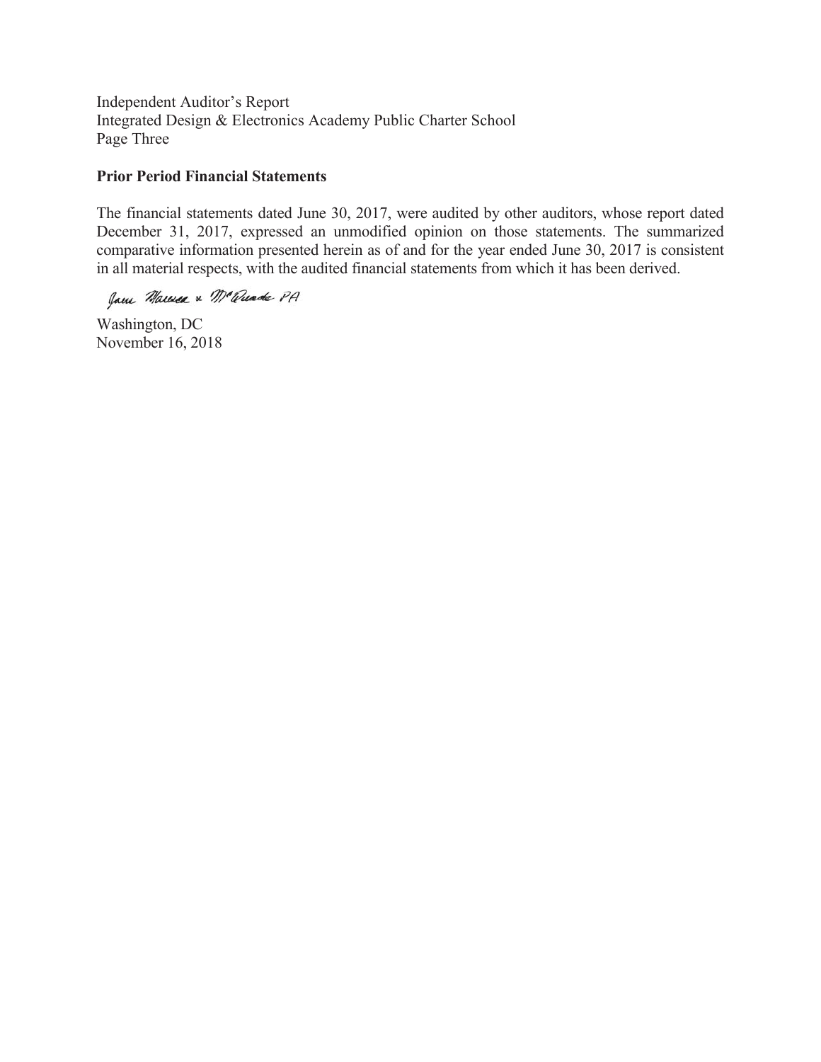Independent Auditor's Report
Integrated Design & Electronics Academy Public Charter School
Page Three

**Prior Period Financial Statements**

The financial statements dated June 30, 2017, were audited by other auditors, whose report dated December 31, 2017, expressed an unmodified opinion on those statements. The summarized comparative information presented herein as of and for the year ended June 30, 2017 is consistent in all material respects, with the audited financial statements from which it has been derived.

Jane Marsia & McQuade PA

Washington, DC
November 16, 2018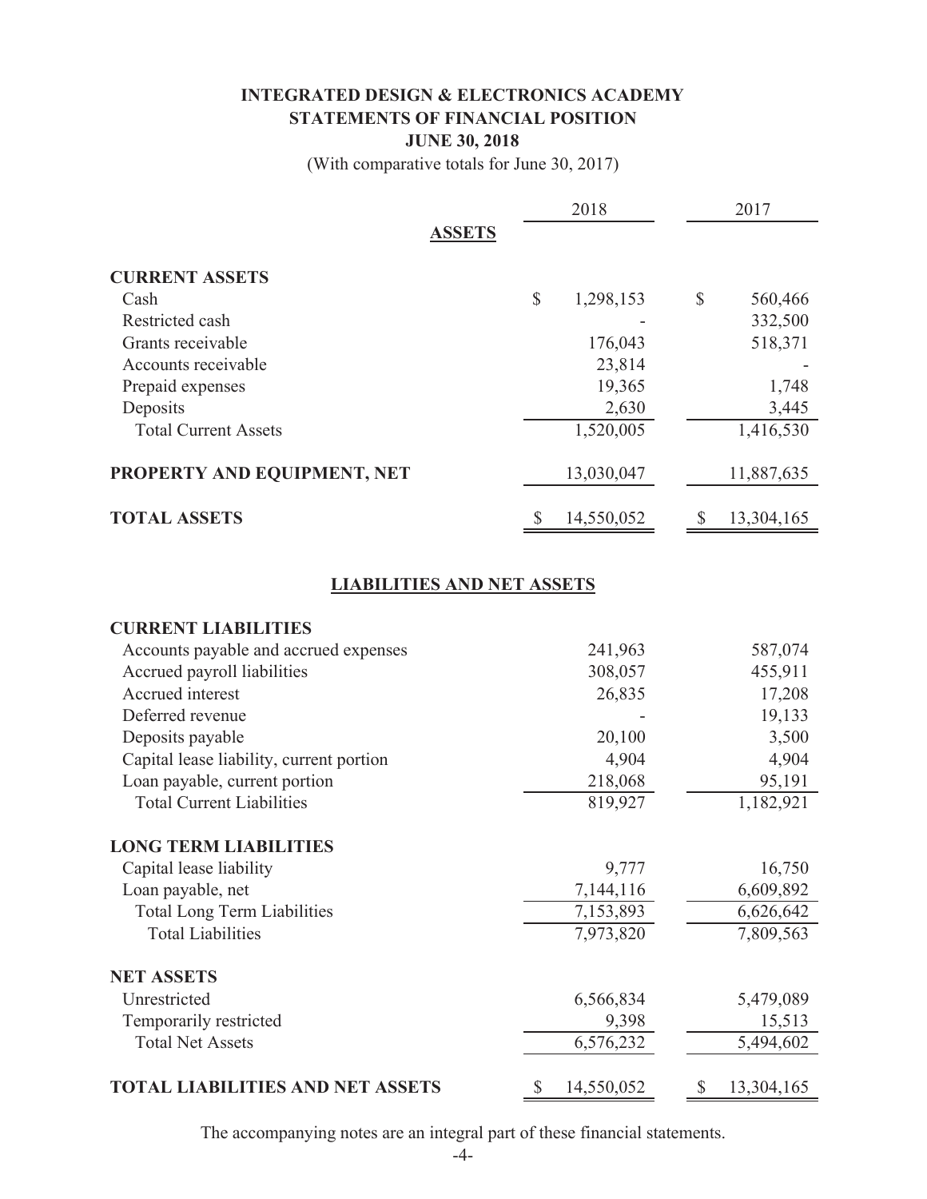# INTEGRATED DESIGN & ELECTRONICS ACADEMY
## STATEMENTS OF FINANCIAL POSITION
### JUNE 30, 2018

(With comparative totals for June 30, 2017)

| | 2018 | 2017 |
|---|---|---|
| **ASSETS** | | |
| **CURRENT ASSETS** | | |
| Cash | $ 1,298,153 | $ 560,466 |
| Restricted cash | - | 332,500 |
| Grants receivable | 176,043 | 518,371 |
| Accounts receivable | 23,814 | - |
| Prepaid expenses | 19,365 | 1,748 |
| Deposits | 2,630 | 3,445 |
| Total Current Assets | 1,520,005 | 1,416,530 |
| **PROPERTY AND EQUIPMENT, NET** | 13,030,047 | 11,887,635 |
| **TOTAL ASSETS** | $ 14,550,052 | $ 13,304,165 |

**LIABILITIES AND NET ASSETS**

| | 2018 | 2017 |
|---|---|---|
| **CURRENT LIABILITIES** | | |
| Accounts payable and accrued expenses | 241,963 | 587,074 |
| Accrued payroll liabilities | 308,057 | 455,911 |
| Accrued interest | 26,835 | 17,208 |
| Deferred revenue | - | 19,133 |
| Deposits payable | 20,100 | 3,500 |
| Capital lease liability, current portion | 4,904 | 4,904 |
| Loan payable, current portion | 218,068 | 95,191 |
| Total Current Liabilities | 819,927 | 1,182,921 |
| **LONG TERM LIABILITIES** | | |
| Capital lease liability | 9,777 | 16,750 |
| Loan payable, net | 7,144,116 | 6,609,892 |
| Total Long Term Liabilities | 7,153,893 | 6,626,642 |
| Total Liabilities | 7,973,820 | 7,809,563 |
| **NET ASSETS** | | |
| Unrestricted | 6,566,834 | 5,479,089 |
| Temporarily restricted | 9,398 | 15,513 |
| Total Net Assets | 6,576,232 | 5,494,602 |
| **TOTAL LIABILITIES AND NET ASSETS** | $ 14,550,052 | $ 13,304,165 |

The accompanying notes are an integral part of these financial statements.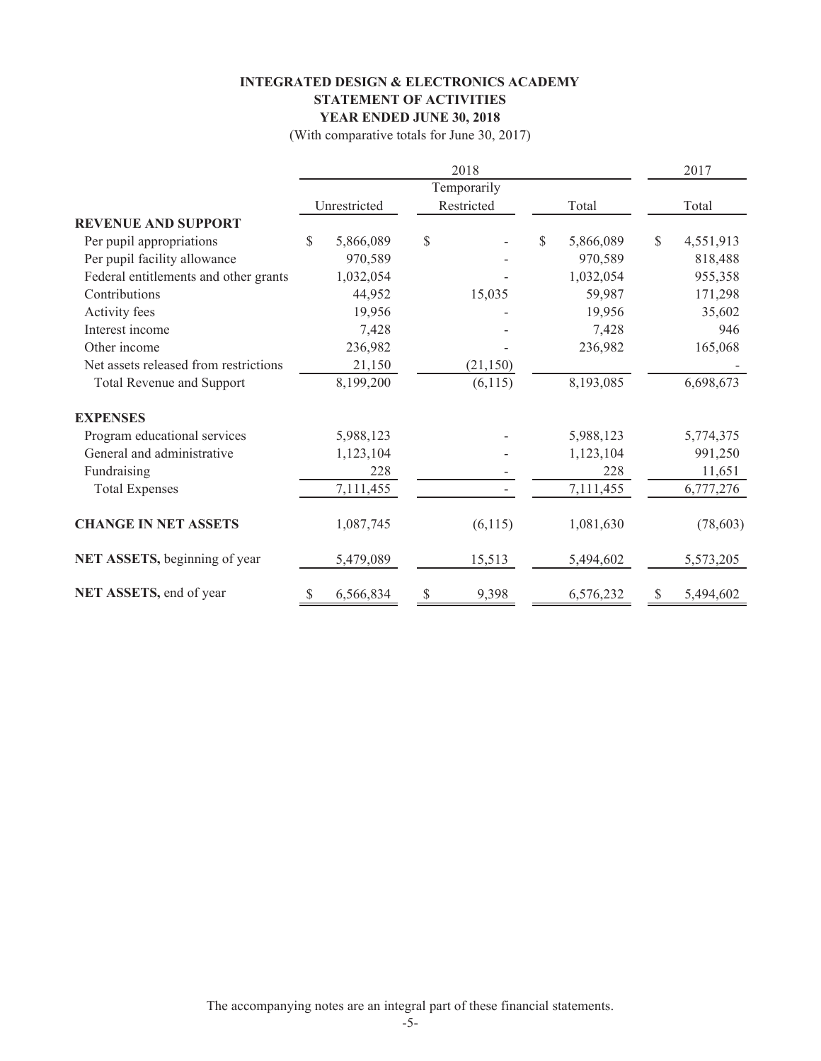# INTEGRATED DESIGN & ELECTRONICS ACADEMY
## STATEMENT OF ACTIVITIES
### YEAR ENDED JUNE 30, 2018

(With comparative totals for June 30, 2017)

| | 2018 | | | 2017 |
|---|---|---|---|---|
| | Unrestricted | Temporarily Restricted | Total | Total |
| **REVENUE AND SUPPORT** | | | | |
| Per pupil appropriations | $ 5,866,089 | $ - | $ 5,866,089 | $ 4,551,913 |
| Per pupil facility allowance | 970,589 | - | 970,589 | 818,488 |
| Federal entitlements and other grants | 1,032,054 | - | 1,032,054 | 955,358 |
| Contributions | 44,952 | 15,035 | 59,987 | 171,298 |
| Activity fees | 19,956 | - | 19,956 | 35,602 |
| Interest income | 7,428 | - | 7,428 | 946 |
| Other income | 236,982 | - | 236,982 | 165,068 |
| Net assets released from restrictions | 21,150 | (21,150) | | - |
| Total Revenue and Support | 8,199,200 | (6,115) | 8,193,085 | 6,698,673 |
| **EXPENSES** | | | | |
| Program educational services | 5,988,123 | - | 5,988,123 | 5,774,375 |
| General and administrative | 1,123,104 | - | 1,123,104 | 991,250 |
| Fundraising | 228 | - | 228 | 11,651 |
| Total Expenses | 7,111,455 | - | 7,111,455 | 6,777,276 |
| **CHANGE IN NET ASSETS** | 1,087,745 | (6,115) | 1,081,630 | (78,603) |
| **NET ASSETS,** beginning of year | 5,479,089 | 15,513 | 5,494,602 | 5,573,205 |
| **NET ASSETS,** end of year | $ 6,566,834 | $ 9,398 | 6,576,232 | $ 5,494,602 |

The accompanying notes are an integral part of these financial statements.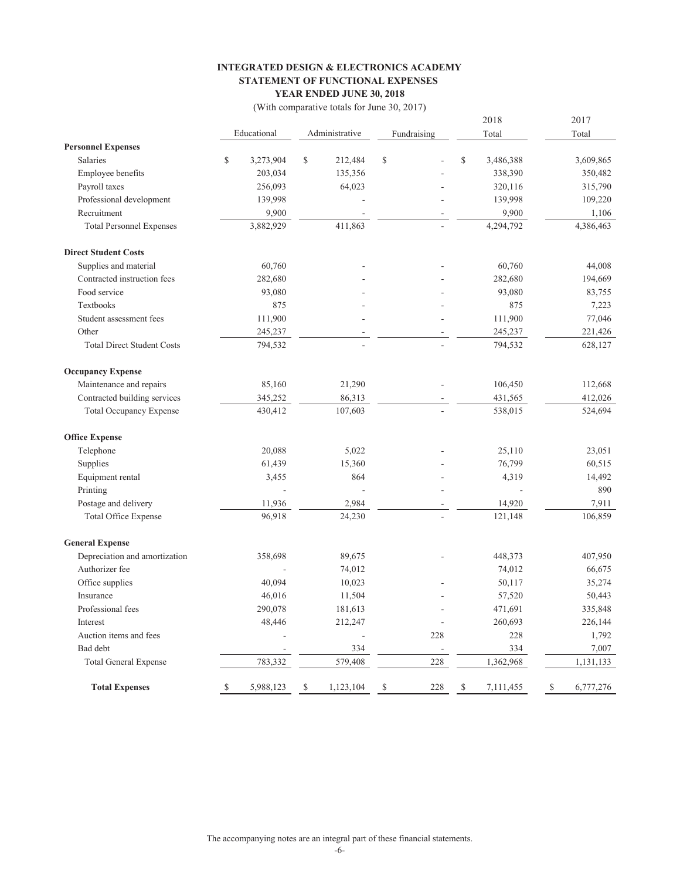# INTEGRATED DESIGN & ELECTRONICS ACADEMY
## STATEMENT OF FUNCTIONAL EXPENSES
### YEAR ENDED JUNE 30, 2018

(With comparative totals for June 30, 2017)

| | Educational | Administrative | Fundraising | 2018 Total | 2017 Total |
|---|---|---|---|---|---|
| **Personnel Expenses** | | | | | |
| Salaries | $ 3,273,904 | $ 212,484 | $ - | $ 3,486,388 | 3,609,865 |
| Employee benefits | 203,034 | 135,356 | - | 338,390 | 350,482 |
| Payroll taxes | 256,093 | 64,023 | - | 320,116 | 315,790 |
| Professional development | 139,998 | - | - | 139,998 | 109,220 |
| Recruitment | 9,900 | - | - | 9,900 | 1,106 |
| Total Personnel Expenses | 3,882,929 | 411,863 | - | 4,294,792 | 4,386,463 |
| **Direct Student Costs** | | | | | |
| Supplies and material | 60,760 | - | - | 60,760 | 44,008 |
| Contracted instruction fees | 282,680 | - | - | 282,680 | 194,669 |
| Food service | 93,080 | - | - | 93,080 | 83,755 |
| Textbooks | 875 | - | - | 875 | 7,223 |
| Student assessment fees | 111,900 | - | - | 111,900 | 77,046 |
| Other | 245,237 | - | - | 245,237 | 221,426 |
| Total Direct Student Costs | 794,532 | - | - | 794,532 | 628,127 |
| **Occupancy Expense** | | | | | |
| Maintenance and repairs | 85,160 | 21,290 | - | 106,450 | 112,668 |
| Contracted building services | 345,252 | 86,313 | - | 431,565 | 412,026 |
| Total Occupancy Expense | 430,412 | 107,603 | - | 538,015 | 524,694 |
| **Office Expense** | | | | | |
| Telephone | 20,088 | 5,022 | - | 25,110 | 23,051 |
| Supplies | 61,439 | 15,360 | - | 76,799 | 60,515 |
| Equipment rental | 3,455 | 864 | - | 4,319 | 14,492 |
| Printing | - | - | - | - | 890 |
| Postage and delivery | 11,936 | 2,984 | - | 14,920 | 7,911 |
| Total Office Expense | 96,918 | 24,230 | - | 121,148 | 106,859 |
| **General Expense** | | | | | |
| Depreciation and amortization | 358,698 | 89,675 | - | 448,373 | 407,950 |
| Authorizer fee | - | 74,012 | | 74,012 | 66,675 |
| Office supplies | 40,094 | 10,023 | - | 50,117 | 35,274 |
| Insurance | 46,016 | 11,504 | - | 57,520 | 50,443 |
| Professional fees | 290,078 | 181,613 | - | 471,691 | 335,848 |
| Interest | 48,446 | 212,247 | - | 260,693 | 226,144 |
| Auction items and fees | - | - | 228 | 228 | 1,792 |
| Bad debt | - | 334 | - | 334 | 7,007 |
| Total General Expense | 783,332 | 579,408 | 228 | 1,362,968 | 1,131,133 |
| **Total Expenses** | $ 5,988,123 | $ 1,123,104 | $ 228 | $ 7,111,455 | $ 6,777,276 |

The accompanying notes are an integral part of these financial statements.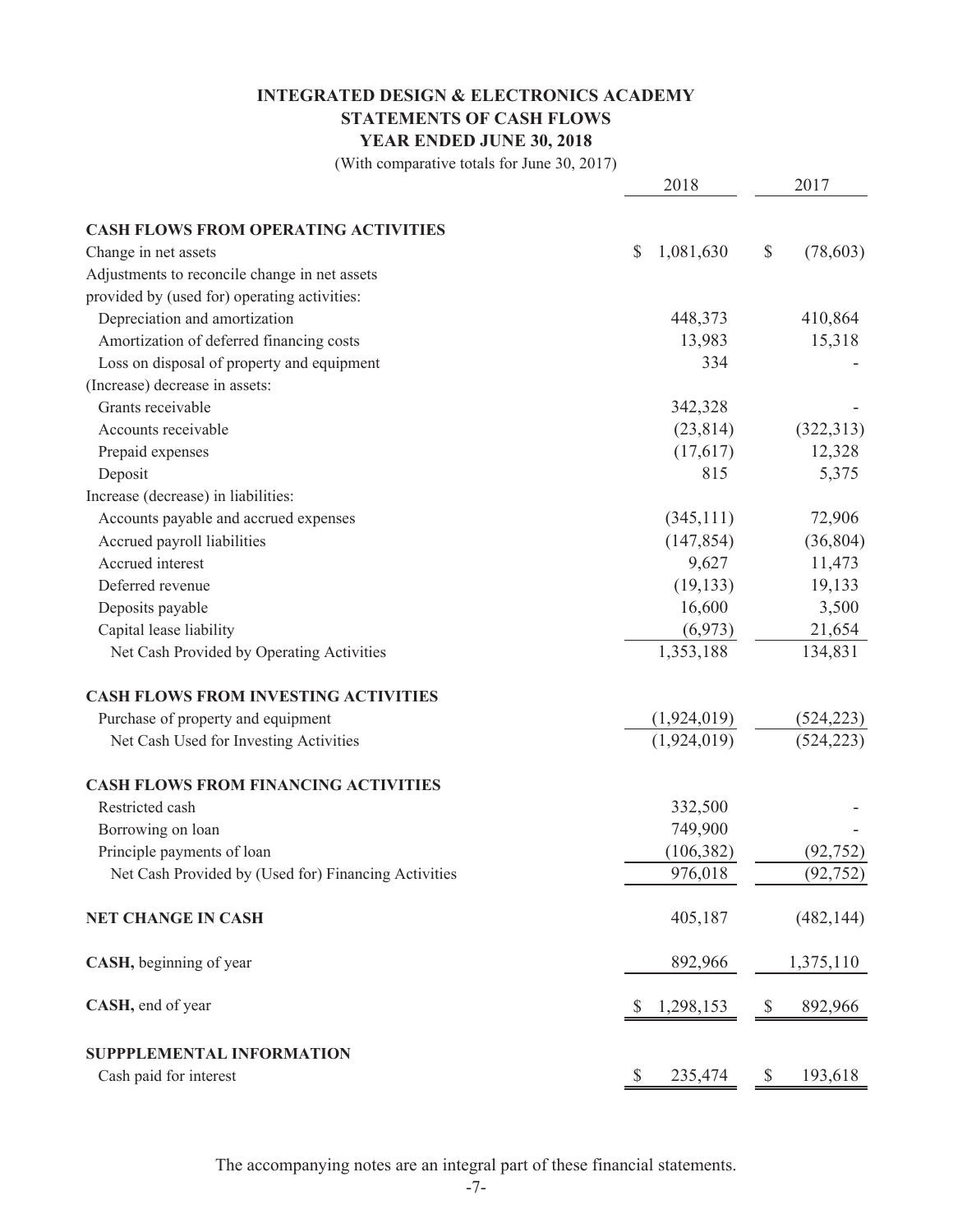# INTEGRATED DESIGN & ELECTRONICS ACADEMY
## STATEMENTS OF CASH FLOWS
### YEAR ENDED JUNE 30, 2018

(With comparative totals for June 30, 2017)

| | 2018 | 2017 |
|---|---|---|
| **CASH FLOWS FROM OPERATING ACTIVITIES** | | |
| Change in net assets | $ 1,081,630 | $ (78,603) |
| Adjustments to reconcile change in net assets provided by (used for) operating activities: | | |
| Depreciation and amortization | 448,373 | 410,864 |
| Amortization of deferred financing costs | 13,983 | 15,318 |
| Loss on disposal of property and equipment | 334 | - |
| (Increase) decrease in assets: | | |
| Grants receivable | 342,328 | - |
| Accounts receivable | (23,814) | (322,313) |
| Prepaid expenses | (17,617) | 12,328 |
| Deposit | 815 | 5,375 |
| Increase (decrease) in liabilities: | | |
| Accounts payable and accrued expenses | (345,111) | 72,906 |
| Accrued payroll liabilities | (147,854) | (36,804) |
| Accrued interest | 9,627 | 11,473 |
| Deferred revenue | (19,133) | 19,133 |
| Deposits payable | 16,600 | 3,500 |
| Capital lease liability | (6,973) | 21,654 |
| Net Cash Provided by Operating Activities | 1,353,188 | 134,831 |
| **CASH FLOWS FROM INVESTING ACTIVITIES** | | |
| Purchase of property and equipment | (1,924,019) | (524,223) |
| Net Cash Used for Investing Activities | (1,924,019) | (524,223) |
| **CASH FLOWS FROM FINANCING ACTIVITIES** | | |
| Restricted cash | 332,500 | - |
| Borrowing on loan | 749,900 | - |
| Principle payments of loan | (106,382) | (92,752) |
| Net Cash Provided by (Used for) Financing Activities | 976,018 | (92,752) |
| **NET CHANGE IN CASH** | 405,187 | (482,144) |
| **CASH,** beginning of year | 892,966 | 1,375,110 |
| **CASH,** end of year | $ 1,298,153 | $ 892,966 |
| **SUPPPLEMENTAL INFORMATION** | | |
| Cash paid for interest | $ 235,474 | $ 193,618 |

The accompanying notes are an integral part of these financial statements.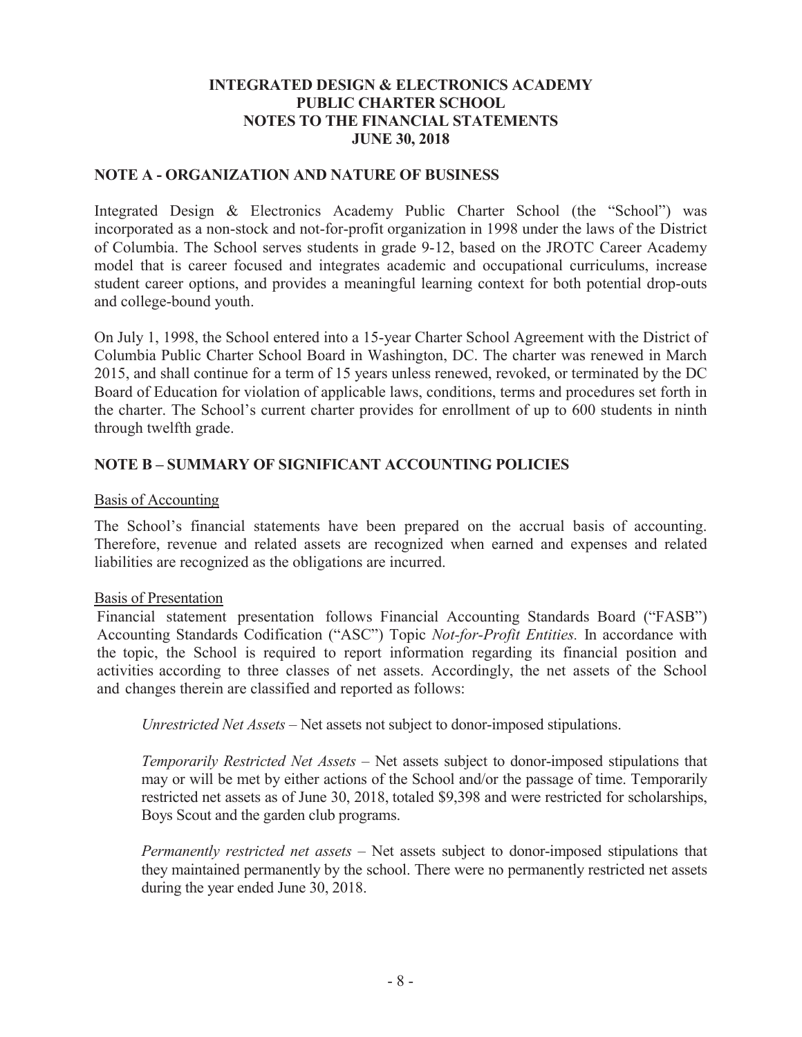# INTEGRATED DESIGN & ELECTRONICS ACADEMY PUBLIC CHARTER SCHOOL NOTES TO THE FINANCIAL STATEMENTS JUNE 30, 2018

## NOTE A - ORGANIZATION AND NATURE OF BUSINESS

Integrated Design & Electronics Academy Public Charter School (the "School") was incorporated as a non-stock and not-for-profit organization in 1998 under the laws of the District of Columbia. The School serves students in grade 9-12, based on the JROTC Career Academy model that is career focused and integrates academic and occupational curriculums, increase student career options, and provides a meaningful learning context for both potential drop-outs and college-bound youth.

On July 1, 1998, the School entered into a 15-year Charter School Agreement with the District of Columbia Public Charter School Board in Washington, DC. The charter was renewed in March 2015, and shall continue for a term of 15 years unless renewed, revoked, or terminated by the DC Board of Education for violation of applicable laws, conditions, terms and procedures set forth in the charter. The School's current charter provides for enrollment of up to 600 students in ninth through twelfth grade.

## NOTE B – SUMMARY OF SIGNIFICANT ACCOUNTING POLICIES

Basis of Accounting

The School's financial statements have been prepared on the accrual basis of accounting. Therefore, revenue and related assets are recognized when earned and expenses and related liabilities are recognized as the obligations are incurred.

Basis of Presentation

Financial statement presentation follows Financial Accounting Standards Board ("FASB") Accounting Standards Codification ("ASC") Topic *Not-for-Profit Entities.* In accordance with the topic, the School is required to report information regarding its financial position and activities according to three classes of net assets. Accordingly, the net assets of the School and changes therein are classified and reported as follows:

*Unrestricted Net Assets* – Net assets not subject to donor-imposed stipulations.

*Temporarily Restricted Net Assets* – Net assets subject to donor-imposed stipulations that may or will be met by either actions of the School and/or the passage of time. Temporarily restricted net assets as of June 30, 2018, totaled $9,398 and were restricted for scholarships, Boys Scout and the garden club programs.

*Permanently restricted net assets* – Net assets subject to donor-imposed stipulations that they maintained permanently by the school. There were no permanently restricted net assets during the year ended June 30, 2018.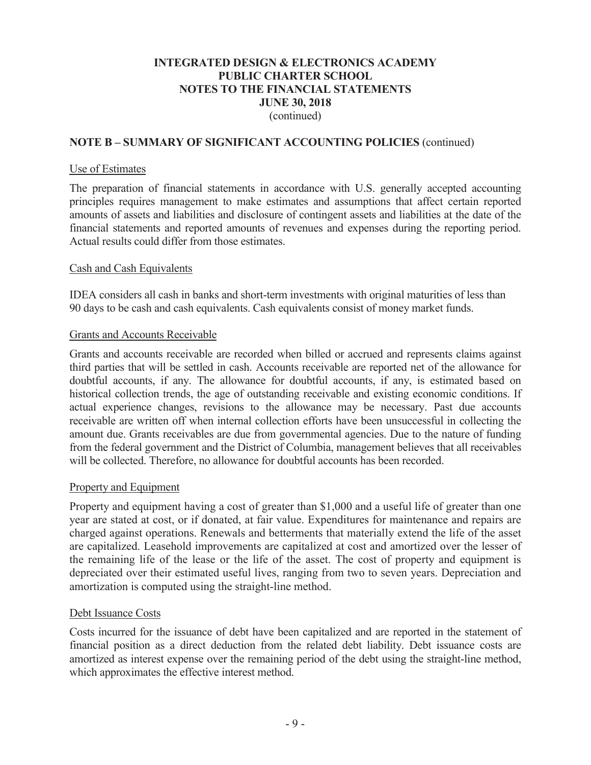**INTEGRATED DESIGN & ELECTRONICS ACADEMY**
**PUBLIC CHARTER SCHOOL**
**NOTES TO THE FINANCIAL STATEMENTS**
**JUNE 30, 2018**
(continued)

## NOTE B – SUMMARY OF SIGNIFICANT ACCOUNTING POLICIES (continued)

### Use of Estimates

The preparation of financial statements in accordance with U.S. generally accepted accounting principles requires management to make estimates and assumptions that affect certain reported amounts of assets and liabilities and disclosure of contingent assets and liabilities at the date of the financial statements and reported amounts of revenues and expenses during the reporting period. Actual results could differ from those estimates.

### Cash and Cash Equivalents

IDEA considers all cash in banks and short-term investments with original maturities of less than 90 days to be cash and cash equivalents. Cash equivalents consist of money market funds.

### Grants and Accounts Receivable

Grants and accounts receivable are recorded when billed or accrued and represents claims against third parties that will be settled in cash. Accounts receivable are reported net of the allowance for doubtful accounts, if any. The allowance for doubtful accounts, if any, is estimated based on historical collection trends, the age of outstanding receivable and existing economic conditions. If actual experience changes, revisions to the allowance may be necessary. Past due accounts receivable are written off when internal collection efforts have been unsuccessful in collecting the amount due. Grants receivables are due from governmental agencies. Due to the nature of funding from the federal government and the District of Columbia, management believes that all receivables will be collected. Therefore, no allowance for doubtful accounts has been recorded.

### Property and Equipment

Property and equipment having a cost of greater than $1,000 and a useful life of greater than one year are stated at cost, or if donated, at fair value. Expenditures for maintenance and repairs are charged against operations. Renewals and betterments that materially extend the life of the asset are capitalized. Leasehold improvements are capitalized at cost and amortized over the lesser of the remaining life of the lease or the life of the asset. The cost of property and equipment is depreciated over their estimated useful lives, ranging from two to seven years. Depreciation and amortization is computed using the straight-line method.

### Debt Issuance Costs

Costs incurred for the issuance of debt have been capitalized and are reported in the statement of financial position as a direct deduction from the related debt liability. Debt issuance costs are amortized as interest expense over the remaining period of the debt using the straight-line method, which approximates the effective interest method.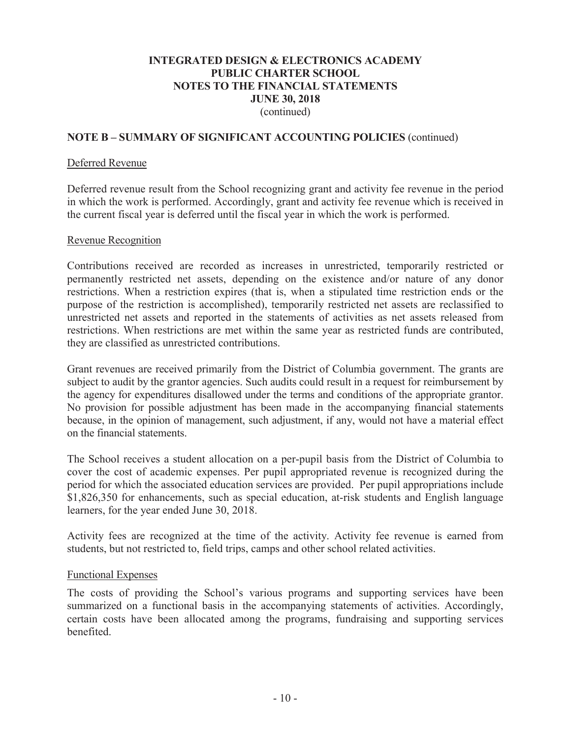# INTEGRATED DESIGN & ELECTRONICS ACADEMY PUBLIC CHARTER SCHOOL NOTES TO THE FINANCIAL STATEMENTS JUNE 30, 2018

(continued)

## NOTE B – SUMMARY OF SIGNIFICANT ACCOUNTING POLICIES (continued)

### Deferred Revenue

Deferred revenue result from the School recognizing grant and activity fee revenue in the period in which the work is performed. Accordingly, grant and activity fee revenue which is received in the current fiscal year is deferred until the fiscal year in which the work is performed.

### Revenue Recognition

Contributions received are recorded as increases in unrestricted, temporarily restricted or permanently restricted net assets, depending on the existence and/or nature of any donor restrictions. When a restriction expires (that is, when a stipulated time restriction ends or the purpose of the restriction is accomplished), temporarily restricted net assets are reclassified to unrestricted net assets and reported in the statements of activities as net assets released from restrictions. When restrictions are met within the same year as restricted funds are contributed, they are classified as unrestricted contributions.

Grant revenues are received primarily from the District of Columbia government. The grants are subject to audit by the grantor agencies. Such audits could result in a request for reimbursement by the agency for expenditures disallowed under the terms and conditions of the appropriate grantor. No provision for possible adjustment has been made in the accompanying financial statements because, in the opinion of management, such adjustment, if any, would not have a material effect on the financial statements.

The School receives a student allocation on a per-pupil basis from the District of Columbia to cover the cost of academic expenses. Per pupil appropriated revenue is recognized during the period for which the associated education services are provided. Per pupil appropriations include $1,826,350 for enhancements, such as special education, at-risk students and English language learners, for the year ended June 30, 2018.

Activity fees are recognized at the time of the activity. Activity fee revenue is earned from students, but not restricted to, field trips, camps and other school related activities.

### Functional Expenses

The costs of providing the School's various programs and supporting services have been summarized on a functional basis in the accompanying statements of activities. Accordingly, certain costs have been allocated among the programs, fundraising and supporting services benefited.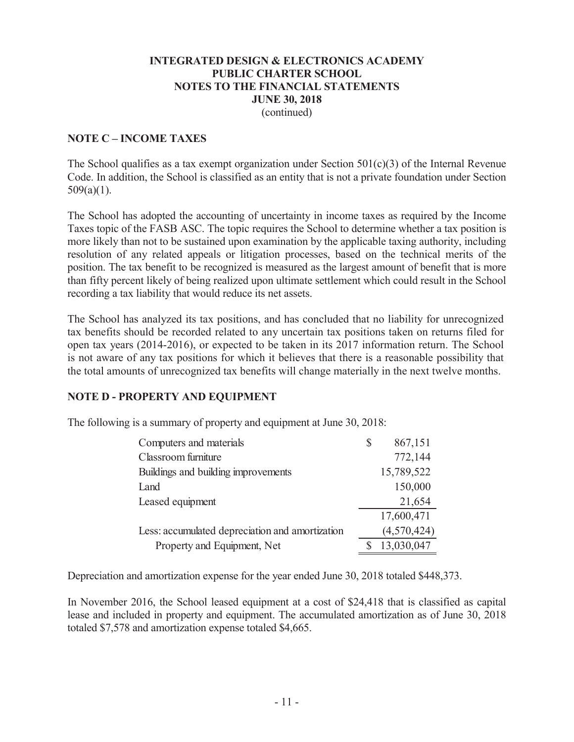# INTEGRATED DESIGN & ELECTRONICS ACADEMY
# PUBLIC CHARTER SCHOOL
# NOTES TO THE FINANCIAL STATEMENTS
# JUNE 30, 2018
(continued)

## NOTE C – INCOME TAXES

The School qualifies as a tax exempt organization under Section 501(c)(3) of the Internal Revenue Code. In addition, the School is classified as an entity that is not a private foundation under Section 509(a)(1).

The School has adopted the accounting of uncertainty in income taxes as required by the Income Taxes topic of the FASB ASC. The topic requires the School to determine whether a tax position is more likely than not to be sustained upon examination by the applicable taxing authority, including resolution of any related appeals or litigation processes, based on the technical merits of the position. The tax benefit to be recognized is measured as the largest amount of benefit that is more than fifty percent likely of being realized upon ultimate settlement which could result in the School recording a tax liability that would reduce its net assets.

The School has analyzed its tax positions, and has concluded that no liability for unrecognized tax benefits should be recorded related to any uncertain tax positions taken on returns filed for open tax years (2014-2016), or expected to be taken in its 2017 information return. The School is not aware of any tax positions for which it believes that there is a reasonable possibility that the total amounts of unrecognized tax benefits will change materially in the next twelve months.

## NOTE D - PROPERTY AND EQUIPMENT

The following is a summary of property and equipment at June 30, 2018:

| | |
|---|---|
| Computers and materials | $ 867,151 |
| Classroom furniture | 772,144 |
| Buildings and building improvements | 15,789,522 |
| Land | 150,000 |
| Leased equipment | 21,654 |
| | 17,600,471 |
| Less: accumulated depreciation and amortization | (4,570,424) |
| Property and Equipment, Net | $ 13,030,047 |

Depreciation and amortization expense for the year ended June 30, 2018 totaled $448,373.

In November 2016, the School leased equipment at a cost of $24,418 that is classified as capital lease and included in property and equipment. The accumulated amortization as of June 30, 2018 totaled $7,578 and amortization expense totaled $4,665.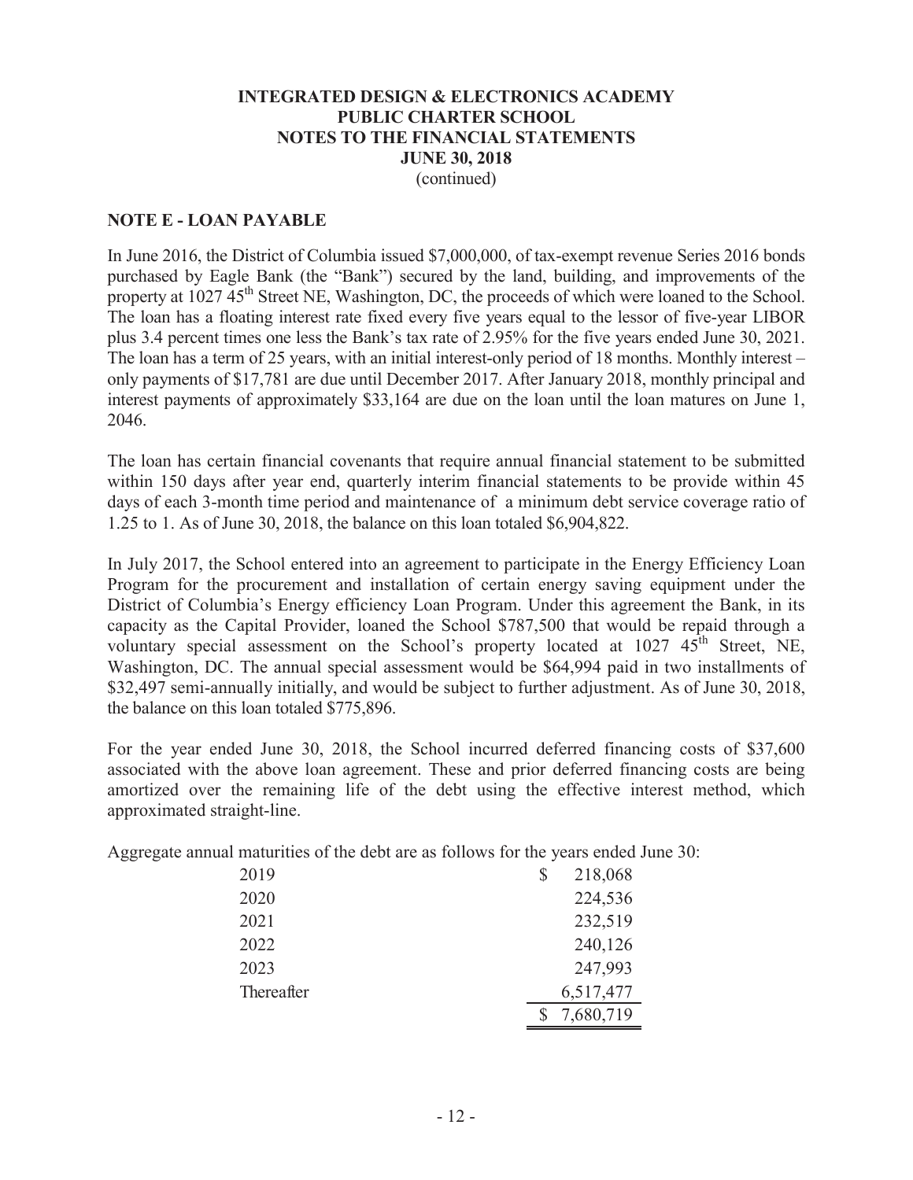**INTEGRATED DESIGN & ELECTRONICS ACADEMY**
**PUBLIC CHARTER SCHOOL**
**NOTES TO THE FINANCIAL STATEMENTS**
**JUNE 30, 2018**
(continued)

## NOTE E - LOAN PAYABLE

In June 2016, the District of Columbia issued $7,000,000, of tax-exempt revenue Series 2016 bonds purchased by Eagle Bank (the "Bank") secured by the land, building, and improvements of the property at 1027 45th Street NE, Washington, DC, the proceeds of which were loaned to the School. The loan has a floating interest rate fixed every five years equal to the lessor of five-year LIBOR plus 3.4 percent times one less the Bank's tax rate of 2.95% for the five years ended June 30, 2021. The loan has a term of 25 years, with an initial interest-only period of 18 months. Monthly interest – only payments of $17,781 are due until December 2017. After January 2018, monthly principal and interest payments of approximately $33,164 are due on the loan until the loan matures on June 1, 2046.

The loan has certain financial covenants that require annual financial statement to be submitted within 150 days after year end, quarterly interim financial statements to be provide within 45 days of each 3-month time period and maintenance of a minimum debt service coverage ratio of 1.25 to 1. As of June 30, 2018, the balance on this loan totaled $6,904,822.

In July 2017, the School entered into an agreement to participate in the Energy Efficiency Loan Program for the procurement and installation of certain energy saving equipment under the District of Columbia's Energy efficiency Loan Program. Under this agreement the Bank, in its capacity as the Capital Provider, loaned the School $787,500 that would be repaid through a voluntary special assessment on the School's property located at 1027 45th Street, NE, Washington, DC. The annual special assessment would be $64,994 paid in two installments of $32,497 semi-annually initially, and would be subject to further adjustment. As of June 30, 2018, the balance on this loan totaled $775,896.

For the year ended June 30, 2018, the School incurred deferred financing costs of $37,600 associated with the above loan agreement. These and prior deferred financing costs are being amortized over the remaining life of the debt using the effective interest method, which approximated straight-line.

Aggregate annual maturities of the debt are as follows for the years ended June 30:

| Year | Amount |
|---|---|
| 2019 | $ 218,068 |
| 2020 | 224,536 |
| 2021 | 232,519 |
| 2022 | 240,126 |
| 2023 | 247,993 |
| Thereafter | 6,517,477 |
| | $ 7,680,719 |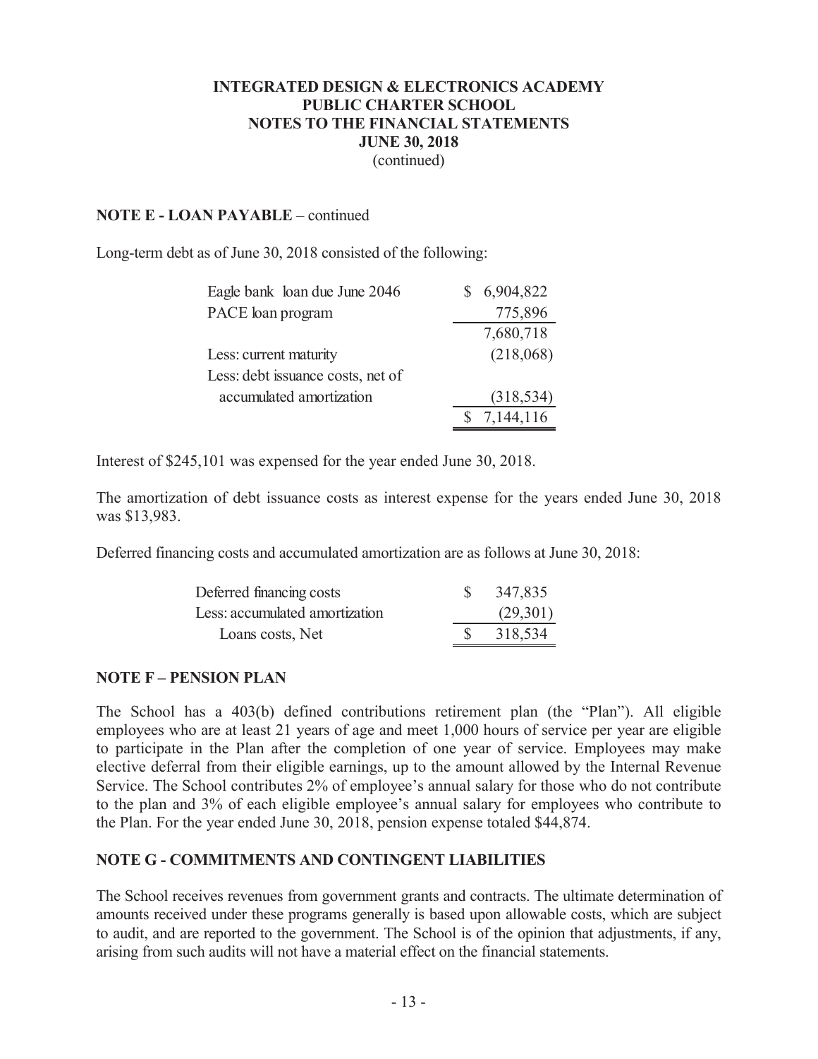**NOTE E - LOAN PAYABLE** – continued

Long-term debt as of June 30, 2018 consisted of the following:

| | |
|---|---|
| Eagle bank loan due June 2046 | $ 6,904,822 |
| PACE loan program | 775,896 |
| | 7,680,718 |
| Less: current maturity | (218,068) |
| Less: debt issuance costs, net of accumulated amortization | (318,534) |
| | $ 7,144,116 |

Interest of $245,101 was expensed for the year ended June 30, 2018.

The amortization of debt issuance costs as interest expense for the years ended June 30, 2018 was $13,983.

Deferred financing costs and accumulated amortization are as follows at June 30, 2018:

| | |
|---|---|
| Deferred financing costs | $ 347,835 |
| Less: accumulated amortization | (29,301) |
| Loans costs, Net | $ 318,534 |

**NOTE F – PENSION PLAN**

The School has a 403(b) defined contributions retirement plan (the "Plan"). All eligible employees who are at least 21 years of age and meet 1,000 hours of service per year are eligible to participate in the Plan after the completion of one year of service. Employees may make elective deferral from their eligible earnings, up to the amount allowed by the Internal Revenue Service. The School contributes 2% of employee's annual salary for those who do not contribute to the plan and 3% of each eligible employee's annual salary for employees who contribute to the Plan. For the year ended June 30, 2018, pension expense totaled $44,874.

**NOTE G - COMMITMENTS AND CONTINGENT LIABILITIES**

The School receives revenues from government grants and contracts. The ultimate determination of amounts received under these programs generally is based upon allowable costs, which are subject to audit, and are reported to the government. The School is of the opinion that adjustments, if any, arising from such audits will not have a material effect on the financial statements.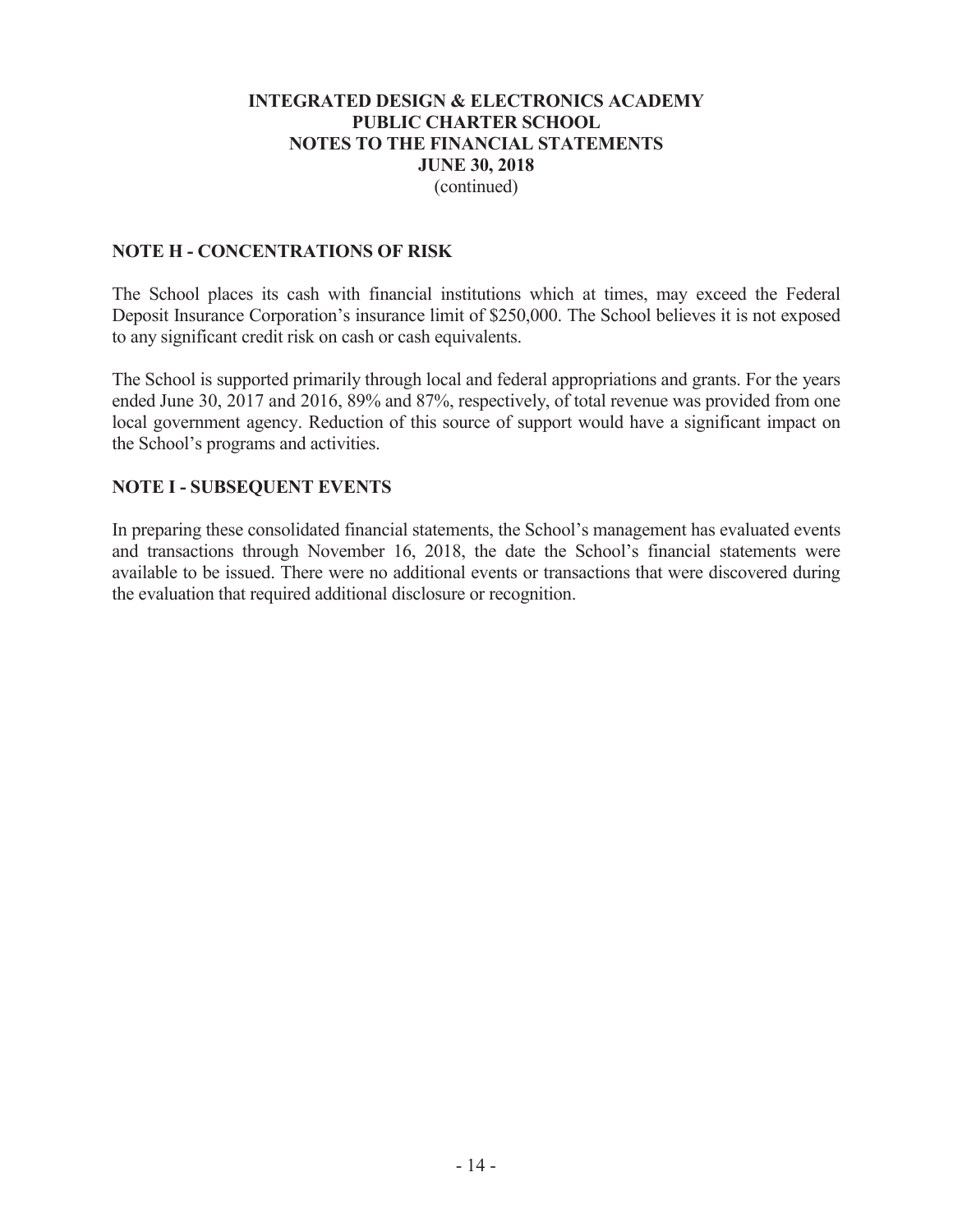# INTEGRATED DESIGN & ELECTRONICS ACADEMY PUBLIC CHARTER SCHOOL NOTES TO THE FINANCIAL STATEMENTS JUNE 30, 2018

(continued)

## NOTE H - CONCENTRATIONS OF RISK

The School places its cash with financial institutions which at times, may exceed the Federal Deposit Insurance Corporation's insurance limit of $250,000. The School believes it is not exposed to any significant credit risk on cash or cash equivalents.

The School is supported primarily through local and federal appropriations and grants. For the years ended June 30, 2017 and 2016, 89% and 87%, respectively, of total revenue was provided from one local government agency. Reduction of this source of support would have a significant impact on the School's programs and activities.

## NOTE I - SUBSEQUENT EVENTS

In preparing these consolidated financial statements, the School's management has evaluated events and transactions through November 16, 2018, the date the School's financial statements were available to be issued. There were no additional events or transactions that were discovered during the evaluation that required additional disclosure or recognition.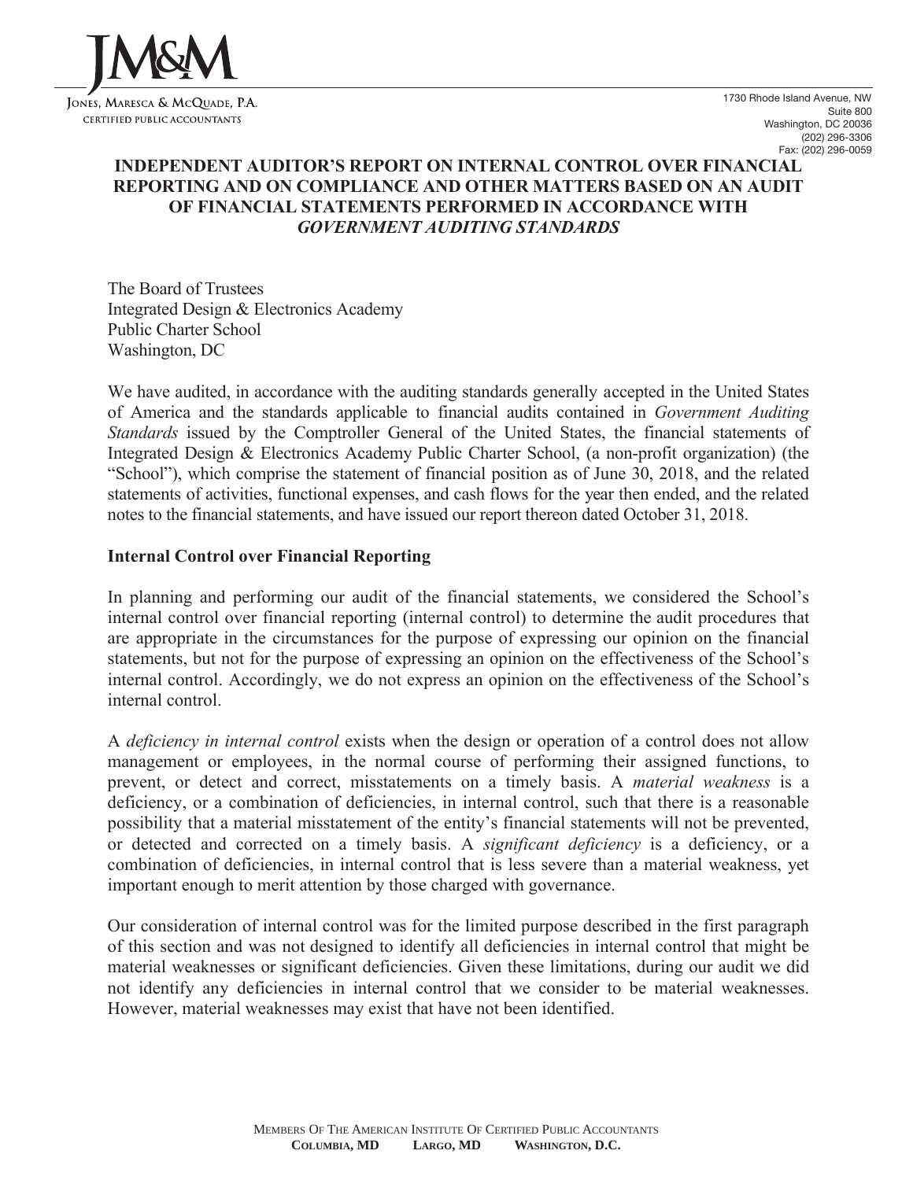# INDEPENDENT AUDITOR'S REPORT ON INTERNAL CONTROL OVER FINANCIAL REPORTING AND ON COMPLIANCE AND OTHER MATTERS BASED ON AN AUDIT OF FINANCIAL STATEMENTS PERFORMED IN ACCORDANCE WITH *GOVERNMENT AUDITING STANDARDS*

The Board of Trustees
Integrated Design & Electronics Academy
Public Charter School
Washington, DC

We have audited, in accordance with the auditing standards generally accepted in the United States of America and the standards applicable to financial audits contained in *Government Auditing Standards* issued by the Comptroller General of the United States, the financial statements of Integrated Design & Electronics Academy Public Charter School, (a non-profit organization) (the "School"), which comprise the statement of financial position as of June 30, 2018, and the related statements of activities, functional expenses, and cash flows for the year then ended, and the related notes to the financial statements, and have issued our report thereon dated October 31, 2018.

## Internal Control over Financial Reporting

In planning and performing our audit of the financial statements, we considered the School's internal control over financial reporting (internal control) to determine the audit procedures that are appropriate in the circumstances for the purpose of expressing our opinion on the financial statements, but not for the purpose of expressing an opinion on the effectiveness of the School's internal control. Accordingly, we do not express an opinion on the effectiveness of the School's internal control.

A *deficiency in internal control* exists when the design or operation of a control does not allow management or employees, in the normal course of performing their assigned functions, to prevent, or detect and correct, misstatements on a timely basis. A *material weakness* is a deficiency, or a combination of deficiencies, in internal control, such that there is a reasonable possibility that a material misstatement of the entity's financial statements will not be prevented, or detected and corrected on a timely basis. A *significant deficiency* is a deficiency, or a combination of deficiencies, in internal control that is less severe than a material weakness, yet important enough to merit attention by those charged with governance.

Our consideration of internal control was for the limited purpose described in the first paragraph of this section and was not designed to identify all deficiencies in internal control that might be material weaknesses or significant deficiencies. Given these limitations, during our audit we did not identify any deficiencies in internal control that we consider to be material weaknesses. However, material weaknesses may exist that have not been identified.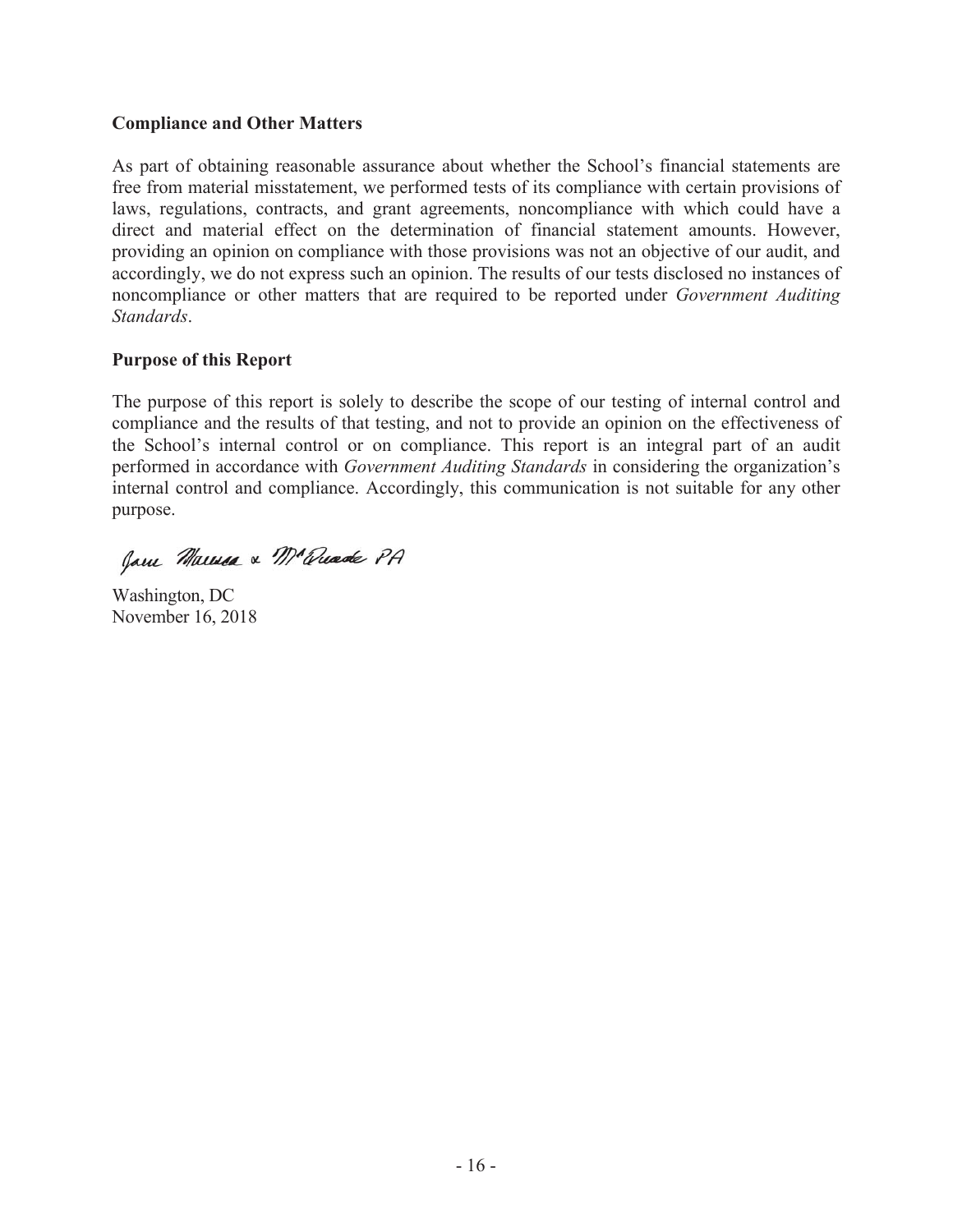**Compliance and Other Matters**

As part of obtaining reasonable assurance about whether the School's financial statements are free from material misstatement, we performed tests of its compliance with certain provisions of laws, regulations, contracts, and grant agreements, noncompliance with which could have a direct and material effect on the determination of financial statement amounts. However, providing an opinion on compliance with those provisions was not an objective of our audit, and accordingly, we do not express such an opinion. The results of our tests disclosed no instances of noncompliance or other matters that are required to be reported under *Government Auditing Standards*.

**Purpose of this Report**

The purpose of this report is solely to describe the scope of our testing of internal control and compliance and the results of that testing, and not to provide an opinion on the effectiveness of the School's internal control or on compliance. This report is an integral part of an audit performed in accordance with *Government Auditing Standards* in considering the organization's internal control and compliance. Accordingly, this communication is not suitable for any other purpose.

Jane Marcus & McQuade PA

Washington, DC
November 16, 2018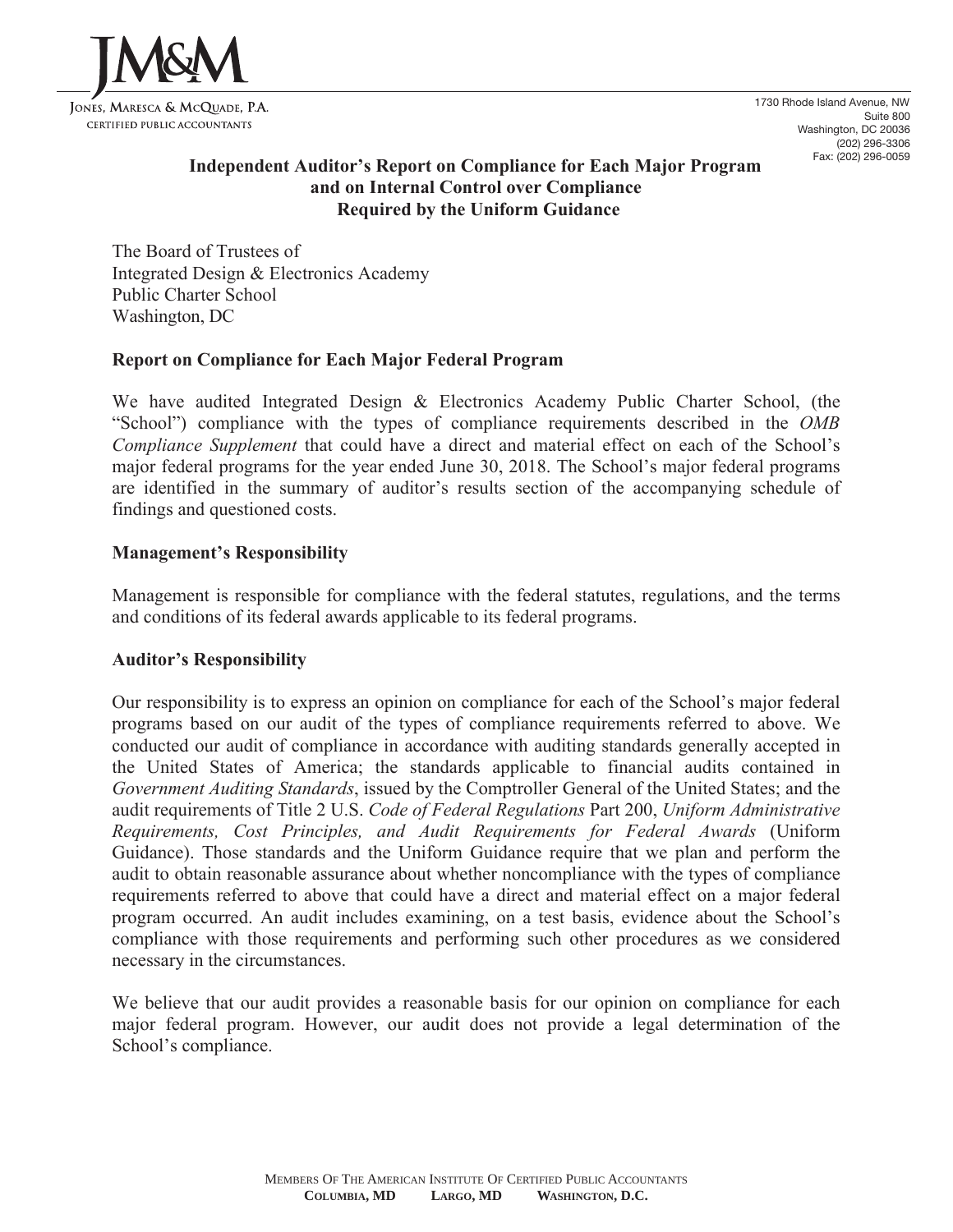JM&M

Jones, Maresca & McQuade, P.A.
Certified Public Accountants

1730 Rhode Island Avenue, NW
Suite 800
Washington, DC 20036
(202) 296-3306
Fax: (202) 296-0059

## Independent Auditor's Report on Compliance for Each Major Program and on Internal Control over Compliance Required by the Uniform Guidance

The Board of Trustees of
Integrated Design & Electronics Academy
Public Charter School
Washington, DC

### Report on Compliance for Each Major Federal Program

We have audited Integrated Design & Electronics Academy Public Charter School, (the "School") compliance with the types of compliance requirements described in the *OMB Compliance Supplement* that could have a direct and material effect on each of the School's major federal programs for the year ended June 30, 2018. The School's major federal programs are identified in the summary of auditor's results section of the accompanying schedule of findings and questioned costs.

### Management's Responsibility

Management is responsible for compliance with the federal statutes, regulations, and the terms and conditions of its federal awards applicable to its federal programs.

### Auditor's Responsibility

Our responsibility is to express an opinion on compliance for each of the School's major federal programs based on our audit of the types of compliance requirements referred to above. We conducted our audit of compliance in accordance with auditing standards generally accepted in the United States of America; the standards applicable to financial audits contained in *Government Auditing Standards*, issued by the Comptroller General of the United States; and the audit requirements of Title 2 U.S. *Code of Federal Regulations* Part 200, *Uniform Administrative Requirements, Cost Principles, and Audit Requirements for Federal Awards* (Uniform Guidance). Those standards and the Uniform Guidance require that we plan and perform the audit to obtain reasonable assurance about whether noncompliance with the types of compliance requirements referred to above that could have a direct and material effect on a major federal program occurred. An audit includes examining, on a test basis, evidence about the School's compliance with those requirements and performing such other procedures as we considered necessary in the circumstances.

We believe that our audit provides a reasonable basis for our opinion on compliance for each major federal program. However, our audit does not provide a legal determination of the School's compliance.

Members Of The American Institute Of Certified Public Accountants
**Columbia, MD Largo, MD Washington, D.C.**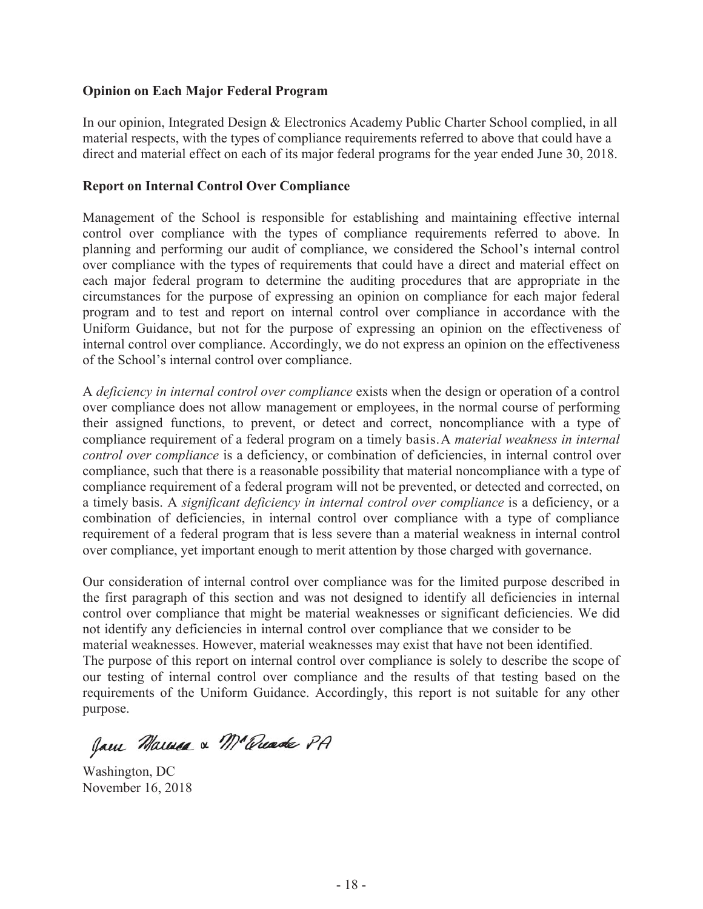**Opinion on Each Major Federal Program**

In our opinion, Integrated Design & Electronics Academy Public Charter School complied, in all material respects, with the types of compliance requirements referred to above that could have a direct and material effect on each of its major federal programs for the year ended June 30, 2018.

**Report on Internal Control Over Compliance**

Management of the School is responsible for establishing and maintaining effective internal control over compliance with the types of compliance requirements referred to above. In planning and performing our audit of compliance, we considered the School's internal control over compliance with the types of requirements that could have a direct and material effect on each major federal program to determine the auditing procedures that are appropriate in the circumstances for the purpose of expressing an opinion on compliance for each major federal program and to test and report on internal control over compliance in accordance with the Uniform Guidance, but not for the purpose of expressing an opinion on the effectiveness of internal control over compliance. Accordingly, we do not express an opinion on the effectiveness of the School's internal control over compliance.

A *deficiency in internal control over compliance* exists when the design or operation of a control over compliance does not allow management or employees, in the normal course of performing their assigned functions, to prevent, or detect and correct, noncompliance with a type of compliance requirement of a federal program on a timely basis. A *material weakness in internal control over compliance* is a deficiency, or combination of deficiencies, in internal control over compliance, such that there is a reasonable possibility that material noncompliance with a type of compliance requirement of a federal program will not be prevented, or detected and corrected, on a timely basis. A *significant deficiency in internal control over compliance* is a deficiency, or a combination of deficiencies, in internal control over compliance with a type of compliance requirement of a federal program that is less severe than a material weakness in internal control over compliance, yet important enough to merit attention by those charged with governance.

Our consideration of internal control over compliance was for the limited purpose described in the first paragraph of this section and was not designed to identify all deficiencies in internal control over compliance that might be material weaknesses or significant deficiencies. We did not identify any deficiencies in internal control over compliance that we consider to be material weaknesses. However, material weaknesses may exist that have not been identified. The purpose of this report on internal control over compliance is solely to describe the scope of our testing of internal control over compliance and the results of that testing based on the requirements of the Uniform Guidance. Accordingly, this report is not suitable for any other purpose.

Jane Marcus & McQuade PA

Washington, DC
November 16, 2018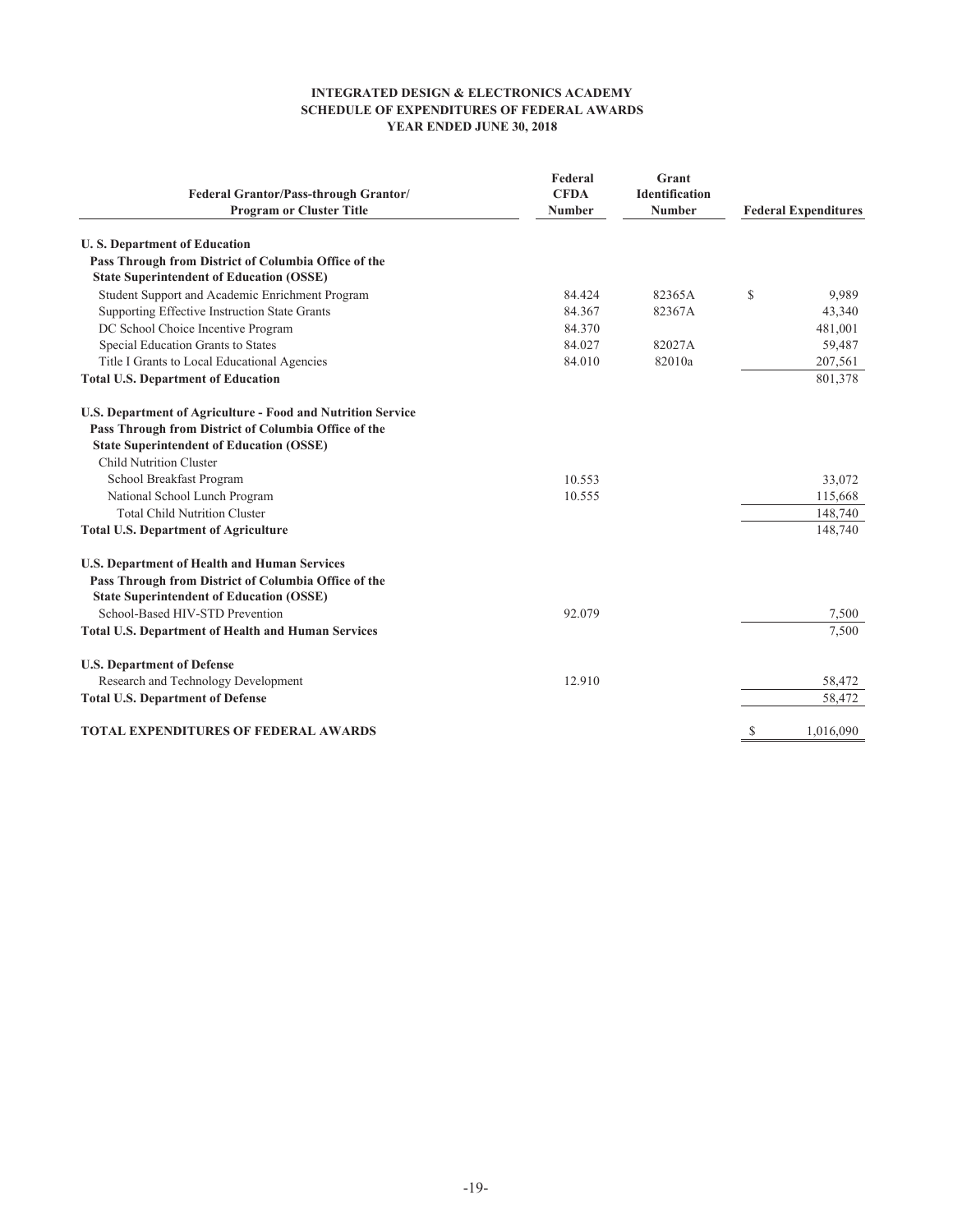**INTEGRATED DESIGN & ELECTRONICS ACADEMY**
**SCHEDULE OF EXPENDITURES OF FEDERAL AWARDS**
**YEAR ENDED JUNE 30, 2018**

| Federal Grantor/Pass-through Grantor/ Program or Cluster Title | Federal CFDA Number | Grant Identification Number | Federal Expenditures |
|---|---|---|---|
| **U. S. Department of Education** | | | |
| **Pass Through from District of Columbia Office of the State Superintendent of Education (OSSE)** | | | |
| Student Support and Academic Enrichment Program | 84.424 | 82365A | $ 9,989 |
| Supporting Effective Instruction State Grants | 84.367 | 82367A | 43,340 |
| DC School Choice Incentive Program | 84.370 | | 481,001 |
| Special Education Grants to States | 84.027 | 82027A | 59,487 |
| Title I Grants to Local Educational Agencies | 84.010 | 82010a | 207,561 |
| **Total U.S. Department of Education** | | | 801,378 |
| **U.S. Department of Agriculture - Food and Nutrition Service** | | | |
| **Pass Through from District of Columbia Office of the State Superintendent of Education (OSSE)** | | | |
| Child Nutrition Cluster | | | |
| School Breakfast Program | 10.553 | | 33,072 |
| National School Lunch Program | 10.555 | | 115,668 |
| Total Child Nutrition Cluster | | | 148,740 |
| **Total U.S. Department of Agriculture** | | | 148,740 |
| **U.S. Department of Health and Human Services** | | | |
| **Pass Through from District of Columbia Office of the State Superintendent of Education (OSSE)** | | | |
| School-Based HIV-STD Prevention | 92.079 | | 7,500 |
| **Total U.S. Department of Health and Human Services** | | | 7,500 |
| **U.S. Department of Defense** | | | |
| Research and Technology Development | 12.910 | | 58,472 |
| **Total U.S. Department of Defense** | | | 58,472 |
| **TOTAL EXPENDITURES OF FEDERAL AWARDS** | | | $ 1,016,090 |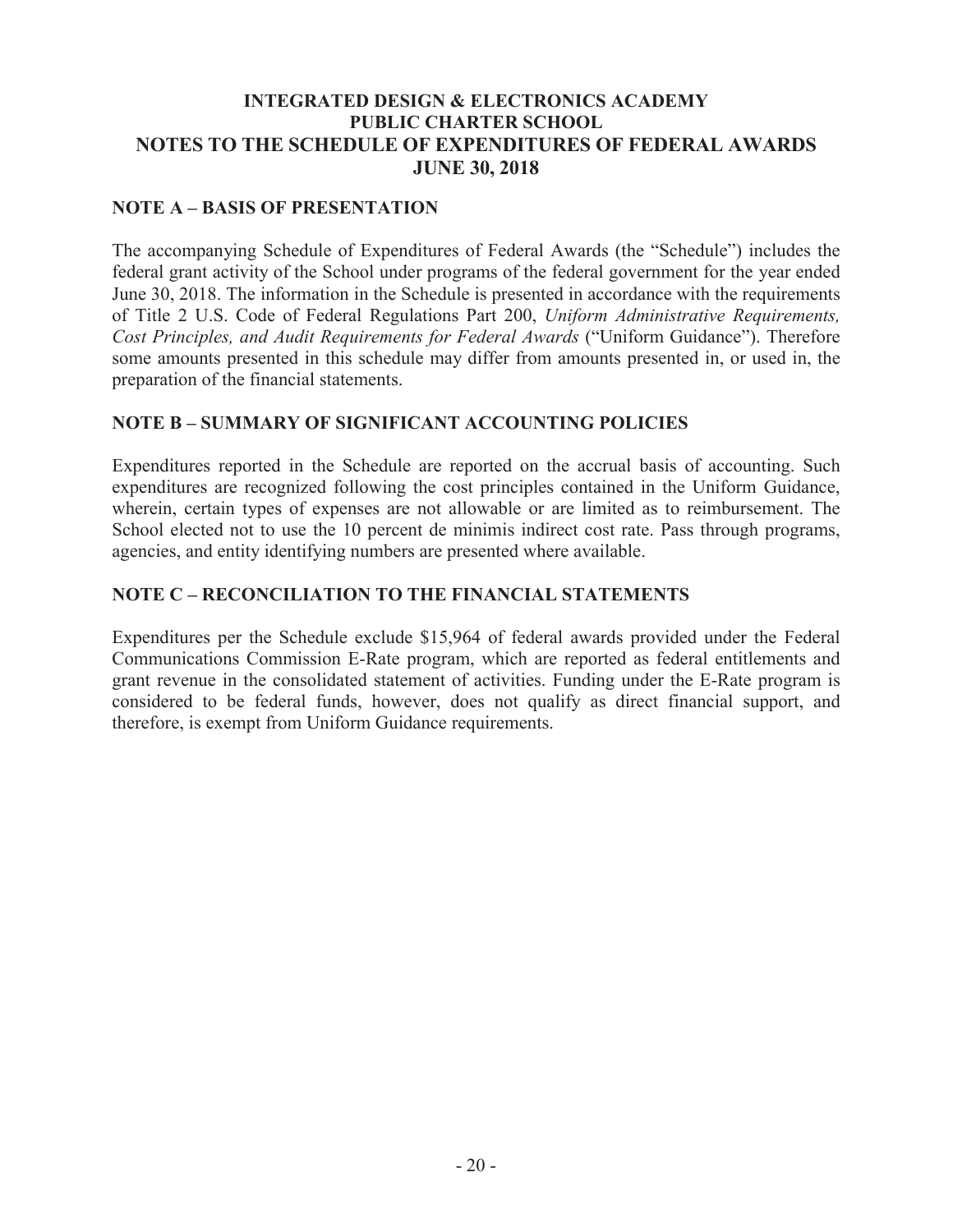# INTEGRATED DESIGN & ELECTRONICS ACADEMY PUBLIC CHARTER SCHOOL
# NOTES TO THE SCHEDULE OF EXPENDITURES OF FEDERAL AWARDS
# JUNE 30, 2018

## NOTE A – BASIS OF PRESENTATION

The accompanying Schedule of Expenditures of Federal Awards (the "Schedule") includes the federal grant activity of the School under programs of the federal government for the year ended June 30, 2018. The information in the Schedule is presented in accordance with the requirements of Title 2 U.S. Code of Federal Regulations Part 200, *Uniform Administrative Requirements, Cost Principles, and Audit Requirements for Federal Awards* ("Uniform Guidance"). Therefore some amounts presented in this schedule may differ from amounts presented in, or used in, the preparation of the financial statements.

## NOTE B – SUMMARY OF SIGNIFICANT ACCOUNTING POLICIES

Expenditures reported in the Schedule are reported on the accrual basis of accounting. Such expenditures are recognized following the cost principles contained in the Uniform Guidance, wherein, certain types of expenses are not allowable or are limited as to reimbursement. The School elected not to use the 10 percent de minimis indirect cost rate. Pass through programs, agencies, and entity identifying numbers are presented where available.

## NOTE C – RECONCILIATION TO THE FINANCIAL STATEMENTS

Expenditures per the Schedule exclude $15,964 of federal awards provided under the Federal Communications Commission E-Rate program, which are reported as federal entitlements and grant revenue in the consolidated statement of activities. Funding under the E-Rate program is considered to be federal funds, however, does not qualify as direct financial support, and therefore, is exempt from Uniform Guidance requirements.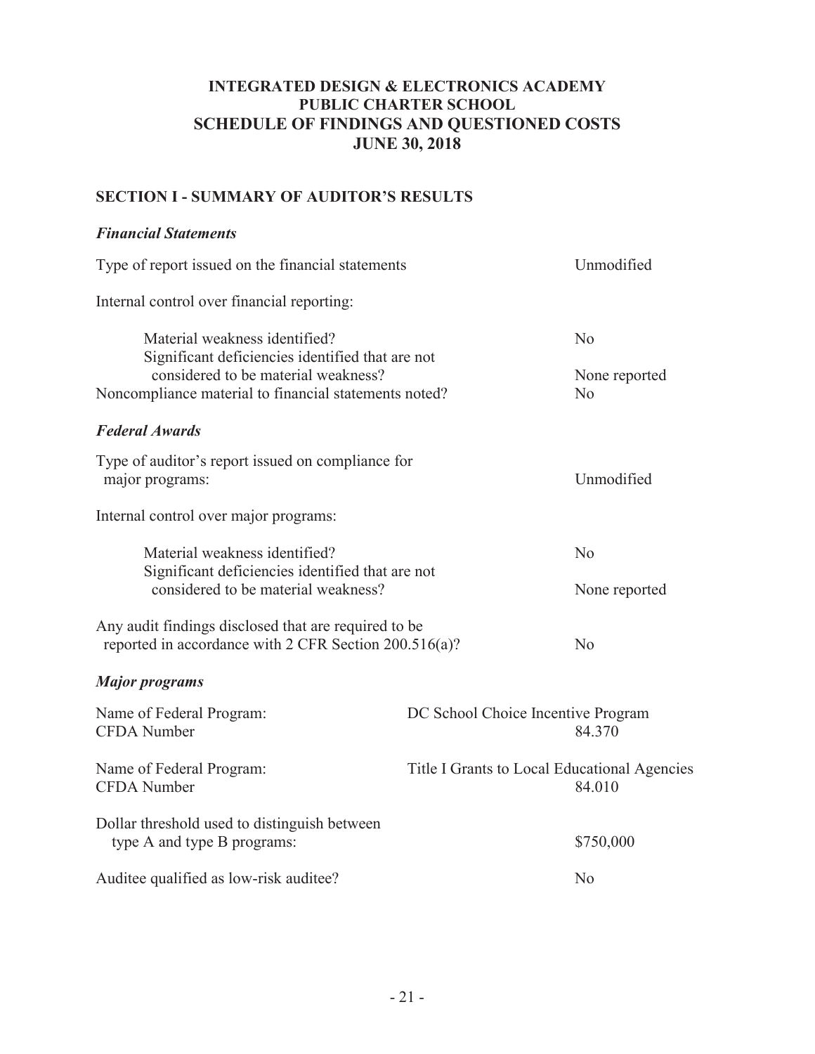# INTEGRATED DESIGN & ELECTRONICS ACADEMY
# PUBLIC CHARTER SCHOOL
# SCHEDULE OF FINDINGS AND QUESTIONED COSTS
# JUNE 30, 2018

## SECTION I - SUMMARY OF AUDITOR'S RESULTS

### *Financial Statements*

| | |
|---|---|
| Type of report issued on the financial statements | Unmodified |
| Internal control over financial reporting: | |
| Material weakness identified? | No |
| Significant deficiencies identified that are not considered to be material weakness? | None reported |
| Noncompliance material to financial statements noted? | No |

### *Federal Awards*

| | |
|---|---|
| Type of auditor's report issued on compliance for major programs: | Unmodified |
| Internal control over major programs: | |
| Material weakness identified? | No |
| Significant deficiencies identified that are not considered to be material weakness? | None reported |
| Any audit findings disclosed that are required to be reported in accordance with 2 CFR Section 200.516(a)? | No |

### *Major programs*

| | |
|---|---|
| Name of Federal Program: | DC School Choice Incentive Program |
| CFDA Number | 84.370 |
| Name of Federal Program: | Title I Grants to Local Educational Agencies |
| CFDA Number | 84.010 |
| Dollar threshold used to distinguish between type A and type B programs: | \$750,000 |
| Auditee qualified as low-risk auditee? | No |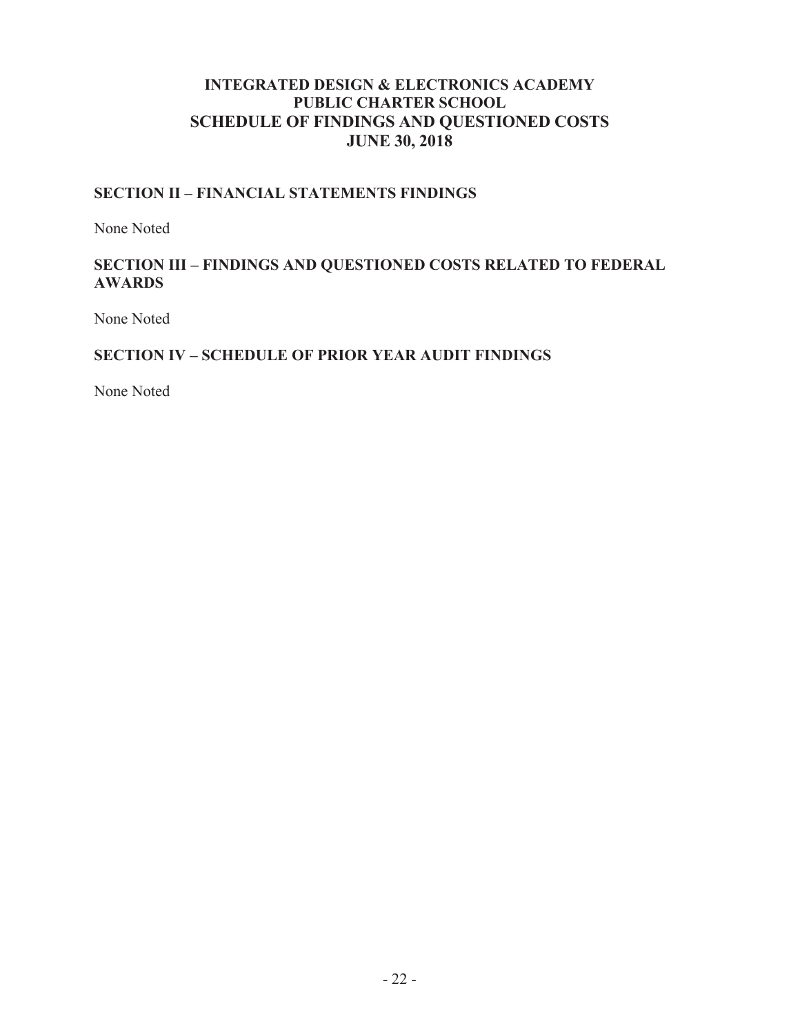# INTEGRATED DESIGN & ELECTRONICS ACADEMY
# PUBLIC CHARTER SCHOOL
# SCHEDULE OF FINDINGS AND QUESTIONED COSTS
# JUNE 30, 2018

## SECTION II – FINANCIAL STATEMENTS FINDINGS

None Noted

## SECTION III – FINDINGS AND QUESTIONED COSTS RELATED TO FEDERAL AWARDS

None Noted

## SECTION IV – SCHEDULE OF PRIOR YEAR AUDIT FINDINGS

None Noted